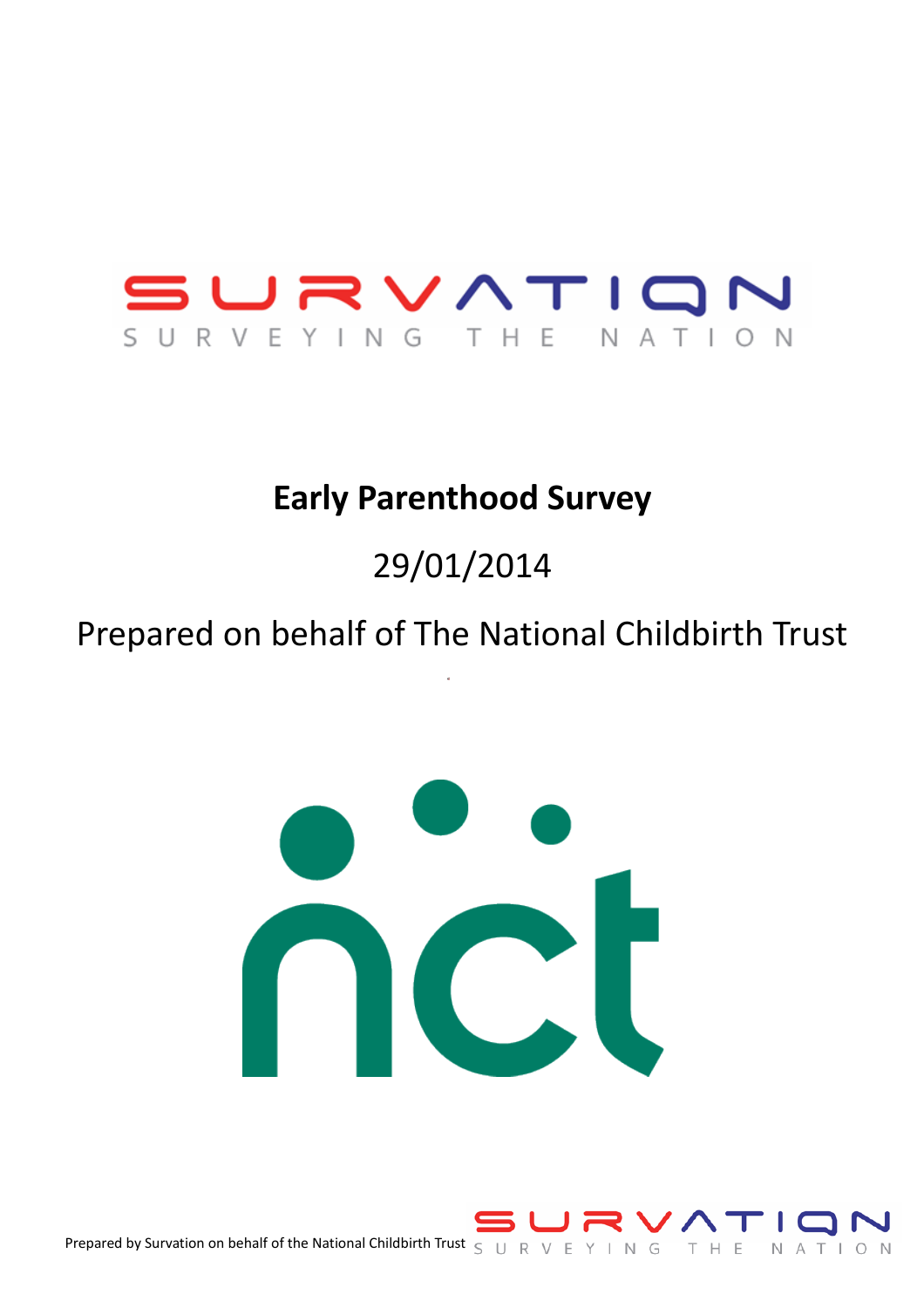SURVATION

SURVEYING THE NATION

# Early Parenthood Survey

29/01/2014

Prepared on behalf of The National Childbirth Trust

nct

Prepared by Survation on behalf of the National Childbirth Trust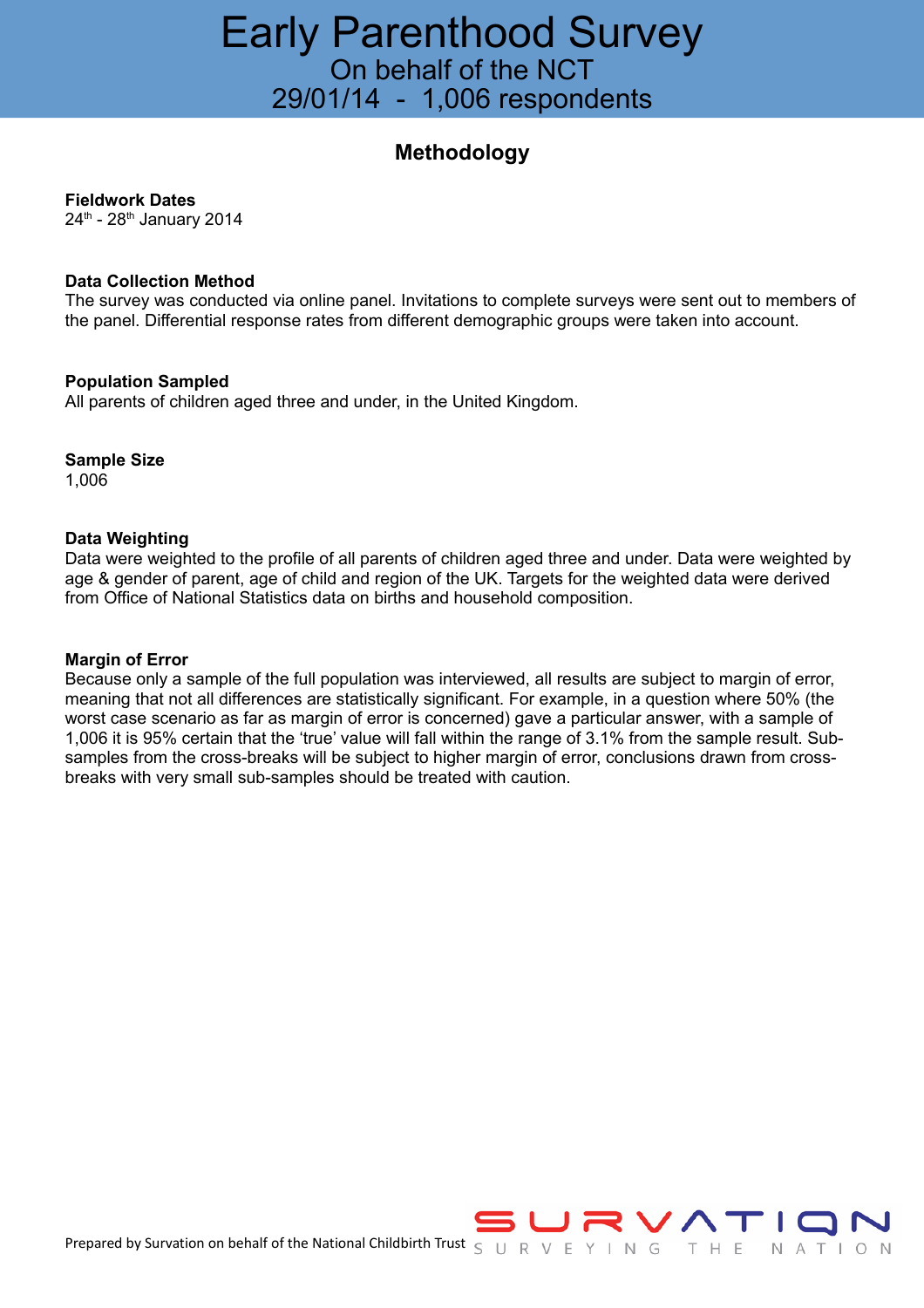# Early Parenthood Survey

On behalf of the NCT

29/01/14 - 1,006 respondents

## Methodology

**Fieldwork Dates**

24th - 28th January 2014

**Data Collection Method**

The survey was conducted via online panel. Invitations to complete surveys were sent out to members of the panel. Differential response rates from different demographic groups were taken into account.

**Population Sampled**

All parents of children aged three and under, in the United Kingdom.

**Sample Size**

1,006

**Data Weighting**

Data were weighted to the profile of all parents of children aged three and under. Data were weighted by age & gender of parent, age of child and region of the UK. Targets for the weighted data were derived from Office of National Statistics data on births and household composition.

**Margin of Error**

Because only a sample of the full population was interviewed, all results are subject to margin of error, meaning that not all differences are statistically significant. For example, in a question where 50% (the worst case scenario as far as margin of error is concerned) gave a particular answer, with a sample of 1,006 it is 95% certain that the 'true' value will fall within the range of 3.1% from the sample result. Sub-samples from the cross-breaks will be subject to higher margin of error, conclusions drawn from cross-breaks with very small sub-samples should be treated with caution.

Prepared by Survation on behalf of the National Childbirth Trust

SURVATION SURVEYING THE NATION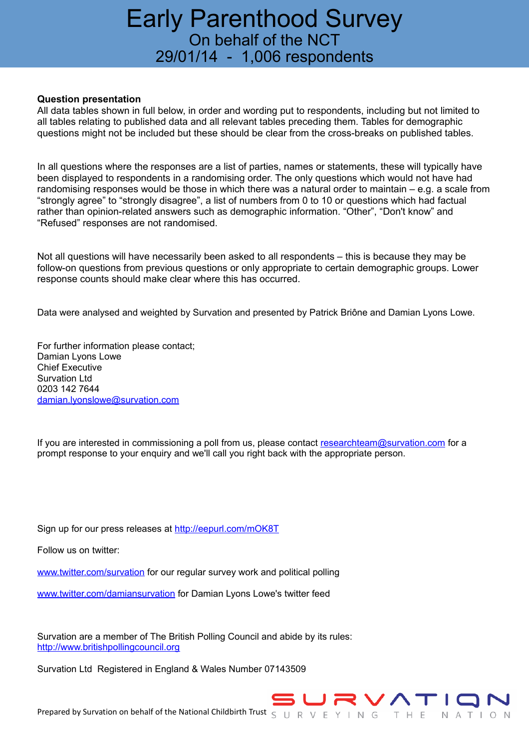# Early Parenthood Survey

On behalf of the NCT

29/01/14 - 1,006 respondents

**Question presentation**

All data tables shown in full below, in order and wording put to respondents, including but not limited to all tables relating to published data and all relevant tables preceding them. Tables for demographic questions might not be included but these should be clear from the cross-breaks on published tables.

In all questions where the responses are a list of parties, names or statements, these will typically have been displayed to respondents in a randomising order. The only questions which would not have had randomising responses would be those in which there was a natural order to maintain – e.g. a scale from "strongly agree" to "strongly disagree", a list of numbers from 0 to 10 or questions which had factual rather than opinion-related answers such as demographic information. "Other", "Don't know" and "Refused" responses are not randomised.

Not all questions will have necessarily been asked to all respondents – this is because they may be follow-on questions from previous questions or only appropriate to certain demographic groups. Lower response counts should make clear where this has occurred.

Data were analysed and weighted by Survation and presented by Patrick Briône and Damian Lyons Lowe.

For further information please contact;
Damian Lyons Lowe
Chief Executive
Survation Ltd
0203 142 7644
damian.lyonslowe@survation.com

If you are interested in commissioning a poll from us, please contact researchteam@survation.com for a prompt response to your enquiry and we'll call you right back with the appropriate person.

Sign up for our press releases at http://eepurl.com/mOK8T

Follow us on twitter:

www.twitter.com/survation for our regular survey work and political polling

www.twitter.com/damiansurvation for Damian Lyons Lowe's twitter feed

Survation are a member of The British Polling Council and abide by its rules:
http://www.britishpollingcouncil.org

Survation Ltd Registered in England & Wales Number 07143509

Prepared by Survation on behalf of the National Childbirth Trust

SURVATION
SURVEYING THE NATION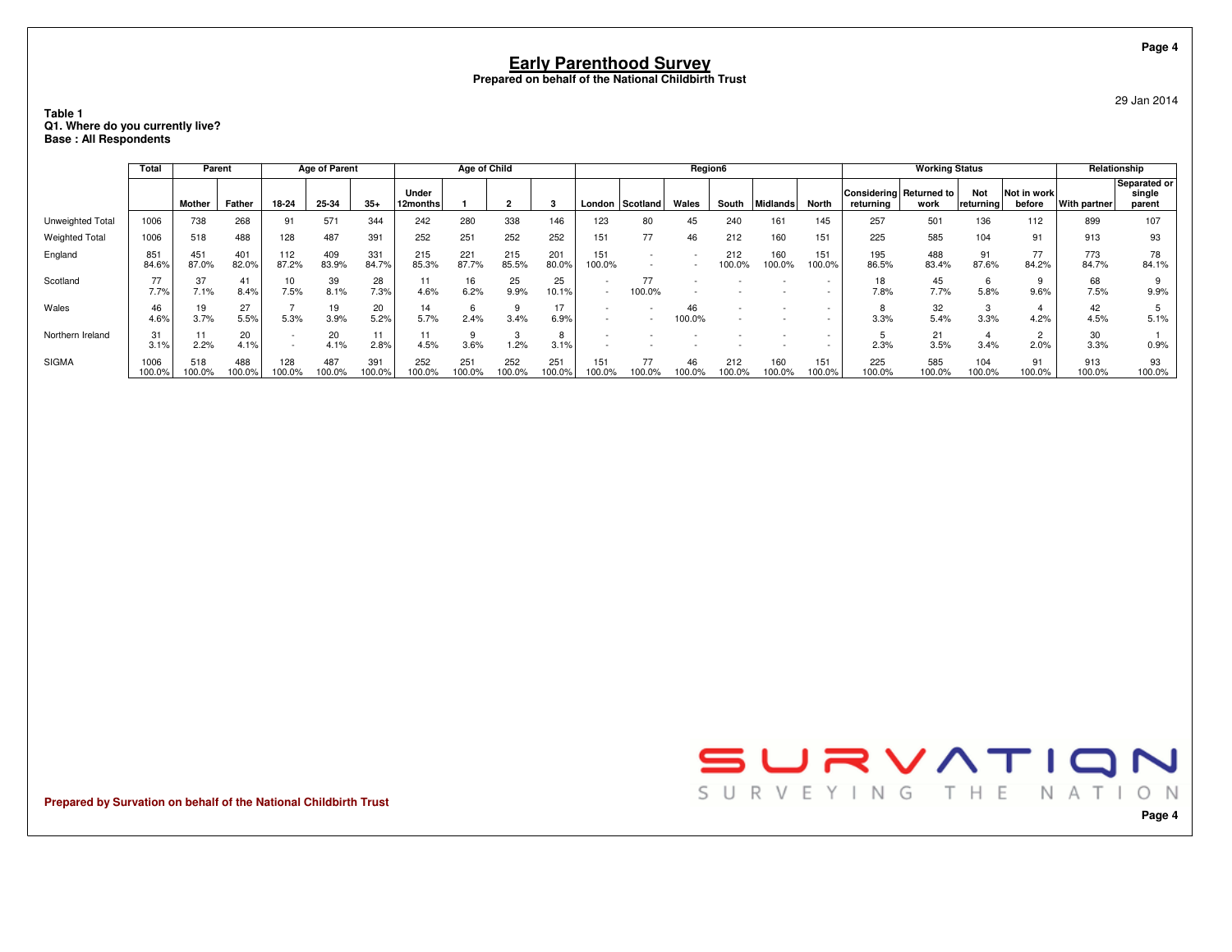# Early Parenthood Survey

**Prepared on behalf of the National Childbirth Trust**

29 Jan 2014

**Table 1**
**Q1. Where do you currently live?**
**Base : All Respondents**

| | Total | Parent | | Age of Parent | | | Age of Child | | | | Region6 | | | | | | Working Status | | | | Relationship | |
|---|---|---|---|---|---|---|---|---|---|---|---|---|---|---|---|---|---|---|---|---|---|---|
| | | Mother | Father | 18-24 | 25-34 | 35+ | Under 12months | 1 | 2 | 3 | London | Scotland | Wales | South | Midlands | North | Considering returning | Returned to work | Not returning | Not in work before | With partner | Separated or single parent |
| Unweighted Total | 1006 | 738 | 268 | 91 | 571 | 344 | 242 | 280 | 338 | 146 | 123 | 80 | 45 | 240 | 161 | 145 | 257 | 501 | 136 | 112 | 899 | 107 |
| Weighted Total | 1006 | 518 | 488 | 128 | 487 | 391 | 252 | 251 | 252 | 252 | 151 | 77 | 46 | 212 | 160 | 151 | 225 | 585 | 104 | 91 | 913 | 93 |
| England | 851 | 451 | 401 | 112 | 409 | 331 | 215 | 221 | 215 | 201 | 151 | - | - | 212 | 160 | 151 | 195 | 488 | 91 | 77 | 773 | 78 |
| | 84.6% | 87.0% | 82.0% | 87.2% | 83.9% | 84.7% | 85.3% | 87.7% | 85.5% | 80.0% | 100.0% | - | - | 100.0% | 100.0% | 100.0% | 86.5% | 83.4% | 87.6% | 84.2% | 84.7% | 84.1% |
| Scotland | 77 | 37 | 41 | 10 | 39 | 28 | 11 | 16 | 25 | 25 | - | 77 | - | - | - | - | 18 | 45 | 6 | 9 | 68 | 9 |
| | 7.7% | 7.1% | 8.4% | 7.5% | 8.1% | 7.3% | 4.6% | 6.2% | 9.9% | 10.1% | - | 100.0% | - | - | - | - | 7.8% | 7.7% | 5.8% | 9.6% | 7.5% | 9.9% |
| Wales | 46 | 19 | 27 | 7 | 19 | 20 | 14 | 6 | 9 | 17 | - | - | 46 | - | - | - | 8 | 32 | 3 | 4 | 42 | 5 |
| | 4.6% | 3.7% | 5.5% | 5.3% | 3.9% | 5.2% | 5.7% | 2.4% | 3.4% | 6.9% | - | - | 100.0% | - | - | - | 3.3% | 5.4% | 3.3% | 4.2% | 4.5% | 5.1% |
| Northern Ireland | 31 | 11 | 20 | - | 20 | 11 | 11 | 9 | 3 | 8 | - | - | - | - | - | - | 5 | 21 | 4 | 2 | 30 | 1 |
| | 3.1% | 2.2% | 4.1% | - | 4.1% | 2.8% | 4.5% | 3.6% | 1.2% | 3.1% | - | - | - | - | - | - | 2.3% | 3.5% | 3.4% | 2.0% | 3.3% | 0.9% |
| SIGMA | 1006 | 518 | 488 | 128 | 487 | 391 | 252 | 251 | 252 | 251 | 151 | 77 | 46 | 212 | 160 | 151 | 225 | 585 | 104 | 91 | 913 | 93 |
| | 100.0% | 100.0% | 100.0% | 100.0% | 100.0% | 100.0% | 100.0% | 100.0% | 100.0% | 100.0% | 100.0% | 100.0% | 100.0% | 100.0% | 100.0% | 100.0% | 100.0% | 100.0% | 100.0% | 100.0% | 100.0% | 100.0% |

**Prepared by Survation on behalf of the National Childbirth Trust**

SURVATION SURVEYING THE NATION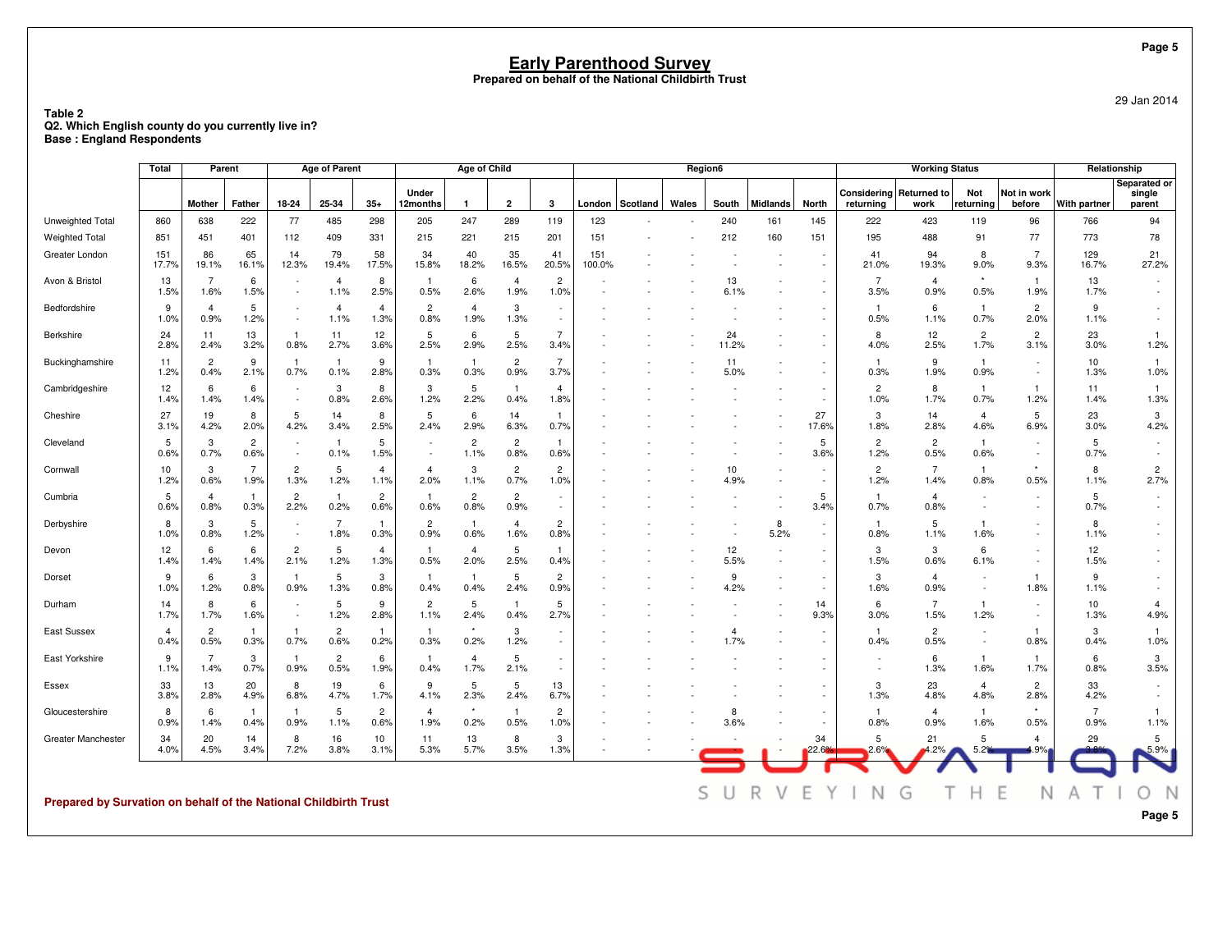# Early Parenthood Survey

**Prepared on behalf of the National Childbirth Trust**

29 Jan 2014

**Table 2**
**Q2. Which English county do you currently live in?**
**Base : England Respondents**

| | Total | Parent | | Age of Parent | | | Age of Child | | | | Region6 | | | | | | Working Status | | | | Relationship | |
|---|---|---|---|---|---|---|---|---|---|---|---|---|---|---|---|---|---|---|---|---|---|---|
| | | Mother | Father | 18-24 | 25-34 | 35+ | Under 12months | 1 | 2 | 3 | London | Scotland | Wales | South | Midlands | North | Considering returning | Returned to work | Not returning | Not in work before | With partner | Separated or single parent |
| Unweighted Total | 860 | 638 | 222 | 77 | 485 | 298 | 205 | 247 | 289 | 119 | 123 | - | - | 240 | 161 | 145 | 222 | 423 | 119 | 96 | 766 | 94 |
| Weighted Total | 851 | 451 | 401 | 112 | 409 | 331 | 215 | 221 | 215 | 201 | 151 | - | - | 212 | 160 | 151 | 195 | 488 | 91 | 77 | 773 | 78 |
| Greater London | 151<br>17.7% | 86<br>19.1% | 65<br>16.1% | 14<br>12.3% | 79<br>19.4% | 58<br>17.5% | 34<br>15.8% | 40<br>18.2% | 35<br>16.5% | 41<br>20.5% | 151<br>100.0% | - | - | - | - | - | 41<br>21.0% | 94<br>19.3% | 8<br>9.0% | 7<br>9.3% | 129<br>16.7% | 21<br>27.2% |
| Avon & Bristol | 13<br>1.5% | 7<br>1.6% | 6<br>1.5% | - | 4<br>1.1% | 8<br>2.5% | 1<br>0.5% | 6<br>2.6% | 4<br>1.9% | 2<br>1.0% | - | - | - | 13<br>6.1% | - | - | 7<br>3.5% | 4<br>0.9% | *<br>0.5% | 1<br>1.9% | 13<br>1.7% | - |
| Bedfordshire | 9<br>1.0% | 4<br>0.9% | 5<br>1.2% | - | 4<br>1.1% | 4<br>1.3% | 2<br>0.8% | 4<br>1.9% | 3<br>1.3% | - | - | - | - | - | - | - | 1<br>0.5% | 6<br>1.1% | 1<br>0.7% | 2<br>2.0% | 9<br>1.1% | - |
| Berkshire | 24<br>2.8% | 11<br>2.4% | 13<br>3.2% | 1<br>0.8% | 11<br>2.7% | 12<br>3.6% | 5<br>2.5% | 6<br>2.9% | 5<br>2.5% | 7<br>3.4% | - | - | - | 24<br>11.2% | - | - | 8<br>4.0% | 12<br>2.5% | 2<br>1.7% | 2<br>3.1% | 23<br>3.0% | 1<br>1.2% |
| Buckinghamshire | 11<br>1.2% | 2<br>0.4% | 9<br>2.1% | 1<br>0.7% | 1<br>0.1% | 9<br>2.8% | 1<br>0.3% | 1<br>0.3% | 2<br>0.9% | 7<br>3.7% | - | - | - | 11<br>5.0% | - | - | 1<br>0.3% | 9<br>1.9% | 1<br>0.9% | - | 10<br>1.3% | 1<br>1.0% |
| Cambridgeshire | 12<br>1.4% | 6<br>1.4% | 6<br>1.4% | - | 3<br>0.8% | 8<br>2.6% | 3<br>1.2% | 5<br>2.2% | 1<br>0.4% | 4<br>1.8% | - | - | - | - | - | - | 2<br>1.0% | 8<br>1.7% | 1<br>0.7% | 1<br>1.2% | 11<br>1.4% | 1<br>1.3% |
| Cheshire | 27<br>3.1% | 19<br>4.2% | 8<br>2.0% | 5<br>4.2% | 14<br>3.4% | 8<br>2.5% | 5<br>2.4% | 6<br>2.9% | 14<br>6.3% | 1<br>0.7% | - | - | - | - | - | 27<br>17.6% | 3<br>1.8% | 14<br>2.8% | 4<br>4.6% | 5<br>6.9% | 23<br>3.0% | 3<br>4.2% |
| Cleveland | 5<br>0.6% | 3<br>0.7% | 2<br>0.6% | - | 1<br>0.1% | 5<br>1.5% | - | 2<br>1.1% | 2<br>0.8% | 1<br>0.6% | - | - | - | - | - | 5<br>3.6% | 2<br>1.2% | 2<br>0.5% | 1<br>0.6% | - | 5<br>0.7% | - |
| Cornwall | 10<br>1.2% | 3<br>0.6% | 7<br>1.9% | 2<br>1.3% | 5<br>1.2% | 4<br>1.1% | 4<br>2.0% | 3<br>1.1% | 2<br>0.7% | 2<br>1.0% | - | - | - | 10<br>4.9% | - | - | 2<br>1.2% | 7<br>1.4% | 1<br>0.8% | *<br>0.5% | 8<br>1.1% | 2<br>2.7% |
| Cumbria | 5<br>0.6% | 4<br>0.8% | 1<br>0.3% | 2<br>2.2% | 1<br>0.2% | 2<br>0.6% | 1<br>0.6% | 2<br>0.8% | 2<br>0.9% | - | - | - | - | - | - | 5<br>3.4% | 1<br>0.7% | 4<br>0.8% | - | - | 5<br>0.7% | - |
| Derbyshire | 8<br>1.0% | 3<br>0.8% | 5<br>1.2% | - | 7<br>1.8% | 1<br>0.3% | 2<br>0.9% | 1<br>0.6% | 4<br>1.6% | 2<br>0.8% | - | - | - | - | 8<br>5.2% | - | 1<br>0.8% | 5<br>1.1% | 1<br>1.6% | - | 8<br>1.1% | - |
| Devon | 12<br>1.4% | 6<br>1.4% | 6<br>1.4% | 2<br>2.1% | 5<br>1.2% | 4<br>1.3% | 1<br>0.5% | 4<br>2.0% | 5<br>2.5% | 1<br>0.4% | - | - | - | 12<br>5.5% | - | - | 3<br>1.5% | 3<br>0.6% | 6<br>6.1% | - | 12<br>1.5% | - |
| Dorset | 9<br>1.0% | 6<br>1.2% | 3<br>0.8% | 1<br>0.9% | 5<br>1.3% | 3<br>0.8% | 1<br>0.4% | 1<br>0.4% | 5<br>2.4% | 2<br>0.9% | - | - | - | 9<br>4.2% | - | - | 3<br>1.6% | 4<br>0.9% | - | 1<br>1.8% | 9<br>1.1% | - |
| Durham | 14<br>1.7% | 8<br>1.7% | 6<br>1.6% | - | 5<br>1.2% | 9<br>2.8% | 2<br>1.1% | 5<br>2.4% | 1<br>0.4% | 5<br>2.7% | - | - | - | - | - | 14<br>9.3% | 6<br>3.0% | 7<br>1.5% | 1<br>1.2% | - | 10<br>1.3% | 4<br>4.9% |
| East Sussex | 4<br>0.4% | 2<br>0.5% | 1<br>0.3% | 1<br>0.7% | 2<br>0.6% | 1<br>0.2% | 1<br>0.3% | *<br>0.2% | 3<br>1.2% | - | - | - | - | 4<br>1.7% | - | - | 1<br>0.4% | 2<br>0.5% | - | 1<br>0.8% | 3<br>0.4% | 1<br>1.0% |
| East Yorkshire | 9<br>1.1% | 7<br>1.4% | 3<br>0.7% | 1<br>0.9% | 2<br>0.5% | 6<br>1.9% | 1<br>0.4% | 4<br>1.7% | 5<br>2.1% | - | - | - | - | - | - | - | - | 6<br>1.3% | 1<br>1.6% | 1<br>1.7% | 6<br>0.8% | 3<br>3.5% |
| Essex | 33<br>3.8% | 13<br>2.8% | 20<br>4.9% | 8<br>6.8% | 19<br>4.7% | 6<br>1.7% | 9<br>4.1% | 5<br>2.3% | 5<br>2.4% | 13<br>6.7% | - | - | - | - | - | - | 3<br>1.3% | 23<br>4.8% | 4<br>4.8% | 2<br>2.8% | 33<br>4.2% | - |
| Gloucestershire | 8<br>0.9% | 6<br>1.4% | 1<br>0.4% | 1<br>0.9% | 5<br>1.1% | 2<br>0.6% | 4<br>1.9% | *<br>0.2% | 1<br>0.5% | 2<br>1.0% | - | - | - | 8<br>3.6% | - | - | 1<br>0.8% | 4<br>0.9% | 1<br>1.6% | *<br>0.5% | 7<br>0.9% | 1<br>1.1% |
| Greater Manchester | 34<br>4.0% | 20<br>4.5% | 14<br>3.4% | 8<br>7.2% | 16<br>3.8% | 10<br>3.1% | 11<br>5.3% | 13<br>5.7% | 8<br>3.5% | 3<br>1.3% | - | - | - | - | - | 34<br>22.6% | 5<br>2.6% | 21<br>4.2% | 5<br>5.2% | 4<br>4.9% | 29<br>3.8% | 5<br>5.9% |

**Prepared by Survation on behalf of the National Childbirth Trust**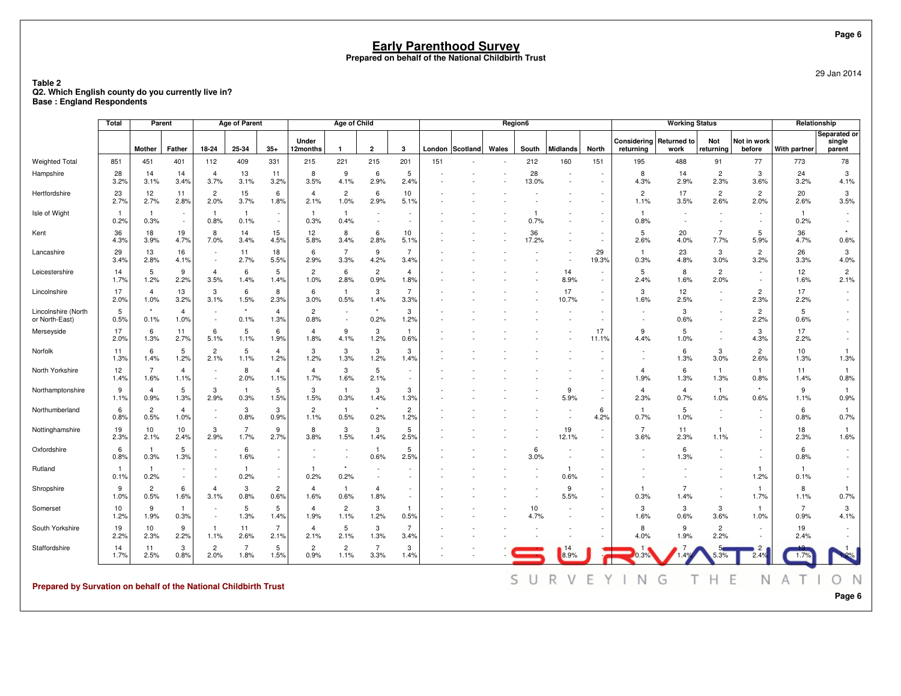# Early Parenthood Survey

**Prepared on behalf of the National Childbirth Trust**

29 Jan 2014

**Table 2**
**Q2. Which English county do you currently live in?**
**Base : England Respondents**

| | Total | Parent | | Age of Parent | | | Age of Child | | | | Region6 | | | | | | Working Status | | | | Relationship | |
|---|---|---|---|---|---|---|---|---|---|---|---|---|---|---|---|---|---|---|---|---|---|---|
| | | Mother | Father | 18-24 | 25-34 | 35+ | Under 12months | 1 | 2 | 3 | London | Scotland | Wales | South | Midlands | North | Considering returning | Returned to work | Not returning | Not in work before | With partner | Separated or single parent |
| Weighted Total | 851 | 451 | 401 | 112 | 409 | 331 | 215 | 221 | 215 | 201 | 151 | - | - | 212 | 160 | 151 | 195 | 488 | 91 | 77 | 773 | 78 |
| Hampshire | 28<br>3.2% | 14<br>3.1% | 14<br>3.4% | 4<br>3.7% | 13<br>3.1% | 11<br>3.2% | 8<br>3.5% | 9<br>4.1% | 6<br>2.9% | 5<br>2.4% | - | - | - | 28<br>13.0% | - | - | 8<br>4.3% | 14<br>2.9% | 2<br>2.3% | 3<br>3.6% | 24<br>3.2% | 3<br>4.1% |
| Hertfordshire | 23<br>2.7% | 12<br>2.7% | 11<br>2.8% | 2<br>2.0% | 15<br>3.7% | 6<br>1.8% | 4<br>2.1% | 2<br>1.0% | 6<br>2.9% | 10<br>5.1% | - | - | - | - | - | - | 2<br>1.1% | 17<br>3.5% | 2<br>2.6% | 2<br>2.0% | 20<br>2.6% | 3<br>3.5% |
| Isle of Wight | 1<br>0.2% | 1<br>0.3% | - | 1<br>0.8% | 1<br>0.1% | - | 1<br>0.3% | 1<br>0.4% | - | - | - | - | - | 1<br>0.7% | - | - | 1<br>0.8% | - | - | - | 1<br>0.2% | - |
| Kent | 36<br>4.3% | 18<br>3.9% | 19<br>4.7% | 8<br>7.0% | 14<br>3.4% | 15<br>4.5% | 12<br>5.8% | 8<br>3.4% | 6<br>2.8% | 10<br>5.1% | - | - | - | 36<br>17.2% | - | - | 5<br>2.6% | 20<br>4.0% | 7<br>7.7% | 5<br>5.9% | 36<br>4.7% | *<br>0.6% |
| Lancashire | 29<br>3.4% | 13<br>2.8% | 16<br>4.1% | - | 11<br>2.7% | 18<br>5.5% | 6<br>2.9% | 7<br>3.3% | 9<br>4.2% | 7<br>3.4% | - | - | - | - | - | 29<br>19.3% | 1<br>0.3% | 23<br>4.8% | 3<br>3.0% | 2<br>3.2% | 26<br>3.3% | 3<br>4.0% |
| Leicestershire | 14<br>1.7% | 5<br>1.2% | 9<br>2.2% | 4<br>3.5% | 6<br>1.4% | 5<br>1.4% | 2<br>1.0% | 6<br>2.8% | 2<br>0.9% | 4<br>1.8% | - | - | - | - | 14<br>8.9% | - | 5<br>2.4% | 8<br>1.6% | 2<br>2.0% | - | 12<br>1.6% | 2<br>2.1% |
| Lincolnshire | 17<br>2.0% | 4<br>1.0% | 13<br>3.2% | 3<br>3.1% | 6<br>1.5% | 8<br>2.3% | 6<br>3.0% | 1<br>0.5% | 3<br>1.4% | 7<br>3.3% | - | - | - | - | 17<br>10.7% | - | 3<br>1.6% | 12<br>2.5% | - | 2<br>2.3% | 17<br>2.2% | - |
| Lincolnshire (North or North-East) | 5<br>0.5% | *<br>0.1% | 4<br>1.0% | - | *<br>0.1% | 4<br>1.3% | 2<br>0.8% | - | *<br>0.2% | 3<br>1.2% | - | - | - | - | - | - | - | 3<br>0.6% | - | 2<br>2.2% | 5<br>0.6% | - |
| Merseyside | 17<br>2.0% | 6<br>1.3% | 11<br>2.7% | 6<br>5.1% | 5<br>1.1% | 6<br>1.9% | 4<br>1.8% | 9<br>4.1% | 3<br>1.2% | 1<br>0.6% | - | - | - | - | - | 17<br>11.1% | 9<br>4.4% | 5<br>1.0% | - | 3<br>4.3% | 17<br>2.2% | - |
| Norfolk | 11<br>1.3% | 6<br>1.4% | 5<br>1.2% | 2<br>2.1% | 5<br>1.1% | 4<br>1.2% | 3<br>1.2% | 3<br>1.3% | 3<br>1.2% | 3<br>1.4% | - | - | - | - | - | - | - | 6<br>1.3% | 3<br>3.0% | 2<br>2.6% | 10<br>1.3% | 1<br>1.3% |
| North Yorkshire | 12<br>1.4% | 7<br>1.6% | 4<br>1.1% | - | 8<br>2.0% | 4<br>1.1% | 4<br>1.7% | 3<br>1.6% | 5<br>2.1% | - | - | - | - | - | - | - | 4<br>1.9% | 6<br>1.3% | 1<br>1.3% | 1<br>0.8% | 11<br>1.4% | 1<br>0.8% |
| Northamptonshire | 9<br>1.1% | 4<br>0.9% | 5<br>1.3% | 3<br>2.9% | 1<br>0.3% | 5<br>1.5% | 3<br>1.5% | 1<br>0.3% | 3<br>1.4% | 3<br>1.3% | - | - | - | - | 9<br>5.9% | - | 4<br>2.3% | 4<br>0.7% | 1<br>1.0% | *<br>0.6% | 9<br>1.1% | 1<br>0.9% |
| Northumberland | 6<br>0.8% | 2<br>0.5% | 4<br>1.0% | - | 3<br>0.8% | 3<br>0.9% | 2<br>1.1% | 1<br>0.5% | *<br>0.2% | 2<br>1.2% | - | - | - | - | - | 6<br>4.2% | 1<br>0.7% | 5<br>1.0% | - | - | 6<br>0.8% | 1<br>0.7% |
| Nottinghamshire | 19<br>2.3% | 10<br>2.1% | 10<br>2.4% | 3<br>2.9% | 7<br>1.7% | 9<br>2.7% | 8<br>3.8% | 3<br>1.5% | 3<br>1.4% | 5<br>2.5% | - | - | - | - | 19<br>12.1% | - | 7<br>3.6% | 11<br>2.3% | 1<br>1.1% | - | 18<br>2.3% | 1<br>1.6% |
| Oxfordshire | 6<br>0.8% | 1<br>0.3% | 5<br>1.3% | - | 6<br>1.6% | - | - | - | 1<br>0.6% | 5<br>2.5% | - | - | - | 6<br>3.0% | - | - | - | 6<br>1.3% | - | - | 6<br>0.8% | - |
| Rutland | 1<br>0.1% | 1<br>0.2% | - | - | 1<br>0.2% | - | 1<br>0.2% | *<br>0.2% | - | - | - | - | - | - | 1<br>0.6% | - | - | - | - | 1<br>1.2% | 1<br>0.1% | - |
| Shropshire | 9<br>1.0% | 2<br>0.5% | 6<br>1.6% | 4<br>3.1% | 3<br>0.8% | 2<br>0.6% | 4<br>1.6% | 1<br>0.6% | 4<br>1.8% | - | - | - | - | - | 9<br>5.5% | - | 1<br>0.3% | 7<br>1.4% | - | 1<br>1.7% | 8<br>1.1% | 1<br>0.7% |
| Somerset | 10<br>1.2% | 9<br>1.9% | 1<br>0.3% | - | 5<br>1.3% | 5<br>1.4% | 4<br>1.9% | 2<br>1.1% | 3<br>1.2% | 1<br>0.5% | - | - | - | 10<br>4.7% | - | - | 3<br>1.6% | 3<br>0.6% | 3<br>3.6% | 1<br>1.0% | 7<br>0.9% | 3<br>4.1% |
| South Yorkshire | 19<br>2.2% | 10<br>2.3% | 9<br>2.2% | 1<br>1.1% | 11<br>2.6% | 7<br>2.1% | 4<br>2.1% | 5<br>2.1% | 3<br>1.3% | 7<br>3.4% | - | - | - | - | - | - | 8<br>4.0% | 9<br>1.9% | 2<br>2.2% | - | 19<br>2.4% | - |
| Staffordshire | 14<br>1.7% | 11<br>2.5% | 3<br>0.8% | 2<br>2.0% | 7<br>1.8% | 5<br>1.5% | 2<br>0.9% | 2<br>1.1% | 7<br>3.3% | 3<br>1.4% | - | - | - | - | 14<br>8.9% | - | 1<br>0.3% | 7<br>1.4% | 5<br>5.3% | 2<br>2.4% | 13<br>1.7% | 1<br>1.2% |

**Prepared by Survation on behalf of the National Childbirth Trust**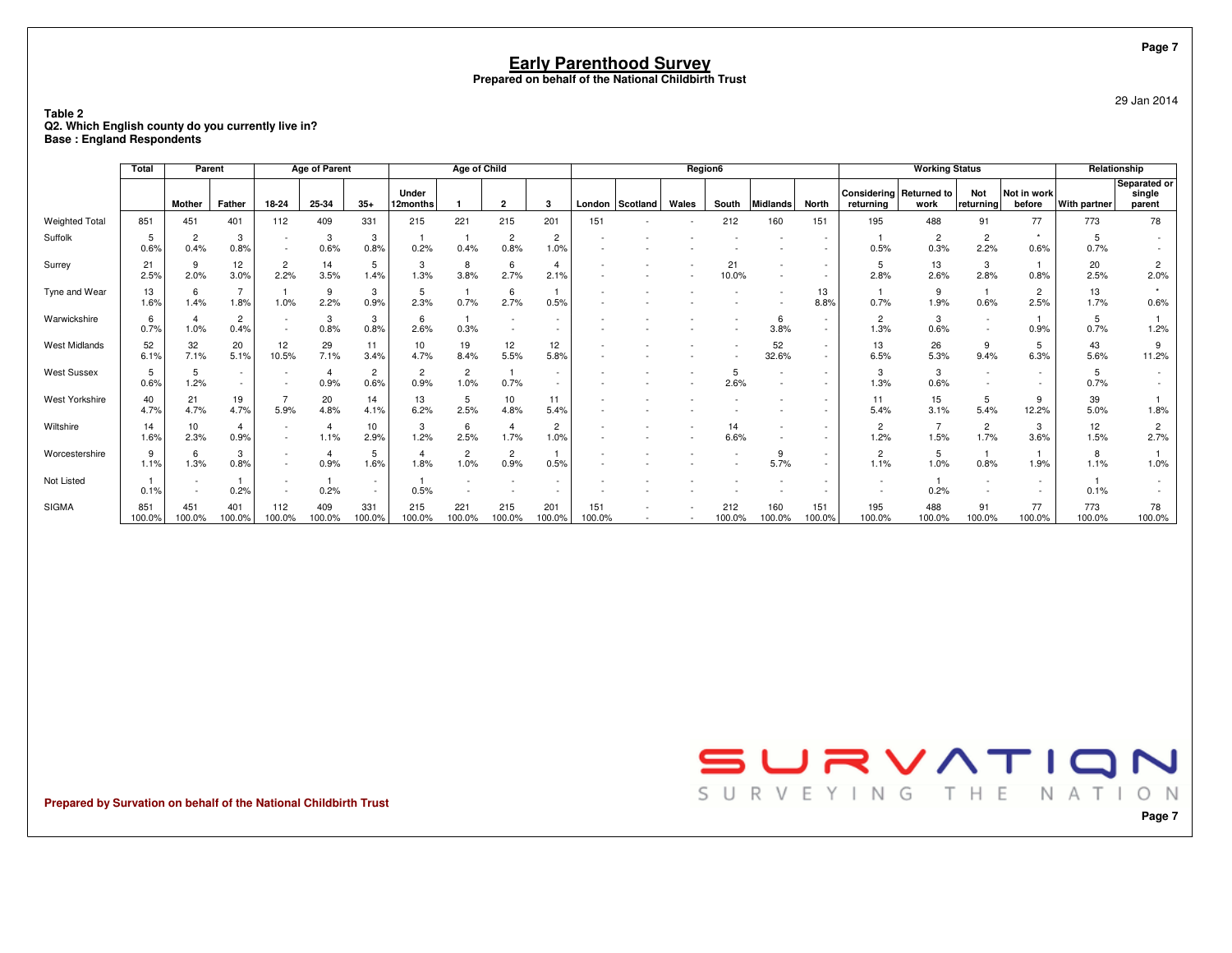# Early Parenthood Survey

**Prepared on behalf of the National Childbirth Trust**

29 Jan 2014

**Table 2**
**Q2. Which English county do you currently live in?**
**Base : England Respondents**

| | Total | Parent | | Age of Parent | | | Age of Child | | | | Region6 | | | | | | Working Status | | | | Relationship | |
|---|---|---|---|---|---|---|---|---|---|---|---|---|---|---|---|---|---|---|---|---|---|---|
| | | Mother | Father | 18-24 | 25-34 | 35+ | Under 12months | 1 | 2 | 3 | London | Scotland | Wales | South | Midlands | North | Considering returning | Returned to work | Not returning | Not in work before | With partner | Separated or single parent |
| Weighted Total | 851 | 451 | 401 | 112 | 409 | 331 | 215 | 221 | 215 | 201 | 151 | - | - | 212 | 160 | 151 | 195 | 488 | 91 | 77 | 773 | 78 |
| Suffolk | 5<br>0.6% | 2<br>0.4% | 3<br>0.8% | -<br>- | 3<br>0.6% | 3<br>0.8% | 1<br>0.2% | 1<br>0.4% | 2<br>0.8% | 2<br>1.0% | -<br>- | -<br>- | -<br>- | -<br>- | -<br>- | -<br>- | 1<br>0.5% | 2<br>0.3% | 2<br>2.2% | *<br>0.6% | 5<br>0.7% | -<br>- |
| Surrey | 21<br>2.5% | 9<br>2.0% | 12<br>3.0% | 2<br>2.2% | 14<br>3.5% | 5<br>1.4% | 3<br>1.3% | 8<br>3.8% | 6<br>2.7% | 4<br>2.1% | -<br>- | -<br>- | -<br>- | 21<br>10.0% | -<br>- | -<br>- | 5<br>2.8% | 13<br>2.6% | 3<br>2.8% | 1<br>0.8% | 20<br>2.5% | 2<br>2.0% |
| Tyne and Wear | 13<br>1.6% | 6<br>1.4% | 7<br>1.8% | 1<br>1.0% | 9<br>2.2% | 3<br>0.9% | 5<br>2.3% | 1<br>0.7% | 6<br>2.7% | 1<br>0.5% | -<br>- | -<br>- | -<br>- | -<br>- | -<br>- | 13<br>8.8% | 1<br>0.7% | 9<br>1.9% | 1<br>0.6% | 2<br>2.5% | 13<br>1.7% | *<br>0.6% |
| Warwickshire | 6<br>0.7% | 4<br>1.0% | 2<br>0.4% | -<br>- | 3<br>0.8% | 3<br>0.8% | 6<br>2.6% | 1<br>0.3% | -<br>- | -<br>- | -<br>- | -<br>- | -<br>- | -<br>- | 6<br>3.8% | -<br>- | 2<br>1.3% | 3<br>0.6% | -<br>- | 1<br>0.9% | 5<br>0.7% | 1<br>1.2% |
| West Midlands | 52<br>6.1% | 32<br>7.1% | 20<br>5.1% | 12<br>10.5% | 29<br>7.1% | 11<br>3.4% | 10<br>4.7% | 19<br>8.4% | 12<br>5.5% | 12<br>5.8% | -<br>- | -<br>- | -<br>- | -<br>- | 52<br>32.6% | -<br>- | 13<br>6.5% | 26<br>5.3% | 9<br>9.4% | 5<br>6.3% | 43<br>5.6% | 9<br>11.2% |
| West Sussex | 5<br>0.6% | 5<br>1.2% | -<br>- | -<br>- | 4<br>0.9% | 2<br>0.6% | 2<br>0.9% | 2<br>1.0% | 1<br>0.7% | -<br>- | -<br>- | -<br>- | -<br>- | 5<br>2.6% | -<br>- | -<br>- | 3<br>1.3% | 3<br>0.6% | -<br>- | -<br>- | 5<br>0.7% | -<br>- |
| West Yorkshire | 40<br>4.7% | 21<br>4.7% | 19<br>4.7% | 7<br>5.9% | 20<br>4.8% | 14<br>4.1% | 13<br>6.2% | 5<br>2.5% | 10<br>4.8% | 11<br>5.4% | -<br>- | -<br>- | -<br>- | -<br>- | -<br>- | -<br>- | 11<br>5.4% | 15<br>3.1% | 5<br>5.4% | 9<br>12.2% | 39<br>5.0% | 1<br>1.8% |
| Wiltshire | 14<br>1.6% | 10<br>2.3% | 4<br>0.9% | -<br>- | 4<br>1.1% | 10<br>2.9% | 3<br>1.2% | 6<br>2.5% | 4<br>1.7% | 2<br>1.0% | -<br>- | -<br>- | -<br>- | 14<br>6.6% | -<br>- | -<br>- | 2<br>1.2% | 7<br>1.5% | 2<br>1.7% | 3<br>3.6% | 12<br>1.5% | 2<br>2.7% |
| Worcestershire | 9<br>1.1% | 6<br>1.3% | 3<br>0.8% | -<br>- | 4<br>0.9% | 5<br>1.6% | 4<br>1.8% | 2<br>1.0% | 2<br>0.9% | 1<br>0.5% | -<br>- | -<br>- | -<br>- | -<br>- | 9<br>5.7% | -<br>- | 2<br>1.1% | 5<br>1.0% | 1<br>0.8% | 1<br>1.9% | 8<br>1.1% | 1<br>1.0% |
| Not Listed | 1<br>0.1% | -<br>- | 1<br>0.2% | -<br>- | 1<br>0.2% | -<br>- | 1<br>0.5% | -<br>- | -<br>- | -<br>- | -<br>- | -<br>- | -<br>- | -<br>- | -<br>- | -<br>- | -<br>- | 1<br>0.2% | -<br>- | -<br>- | 1<br>0.1% | -<br>- |
| SIGMA | 851<br>100.0% | 451<br>100.0% | 401<br>100.0% | 112<br>100.0% | 409<br>100.0% | 331<br>100.0% | 215<br>100.0% | 221<br>100.0% | 215<br>100.0% | 201<br>100.0% | 151<br>100.0% | -<br>- | -<br>- | 212<br>100.0% | 160<br>100.0% | 151<br>100.0% | 195<br>100.0% | 488<br>100.0% | 91<br>100.0% | 77<br>100.0% | 773<br>100.0% | 78<br>100.0% |

**Prepared by Survation on behalf of the National Childbirth Trust**

SURVATION
SURVEYING THE NATION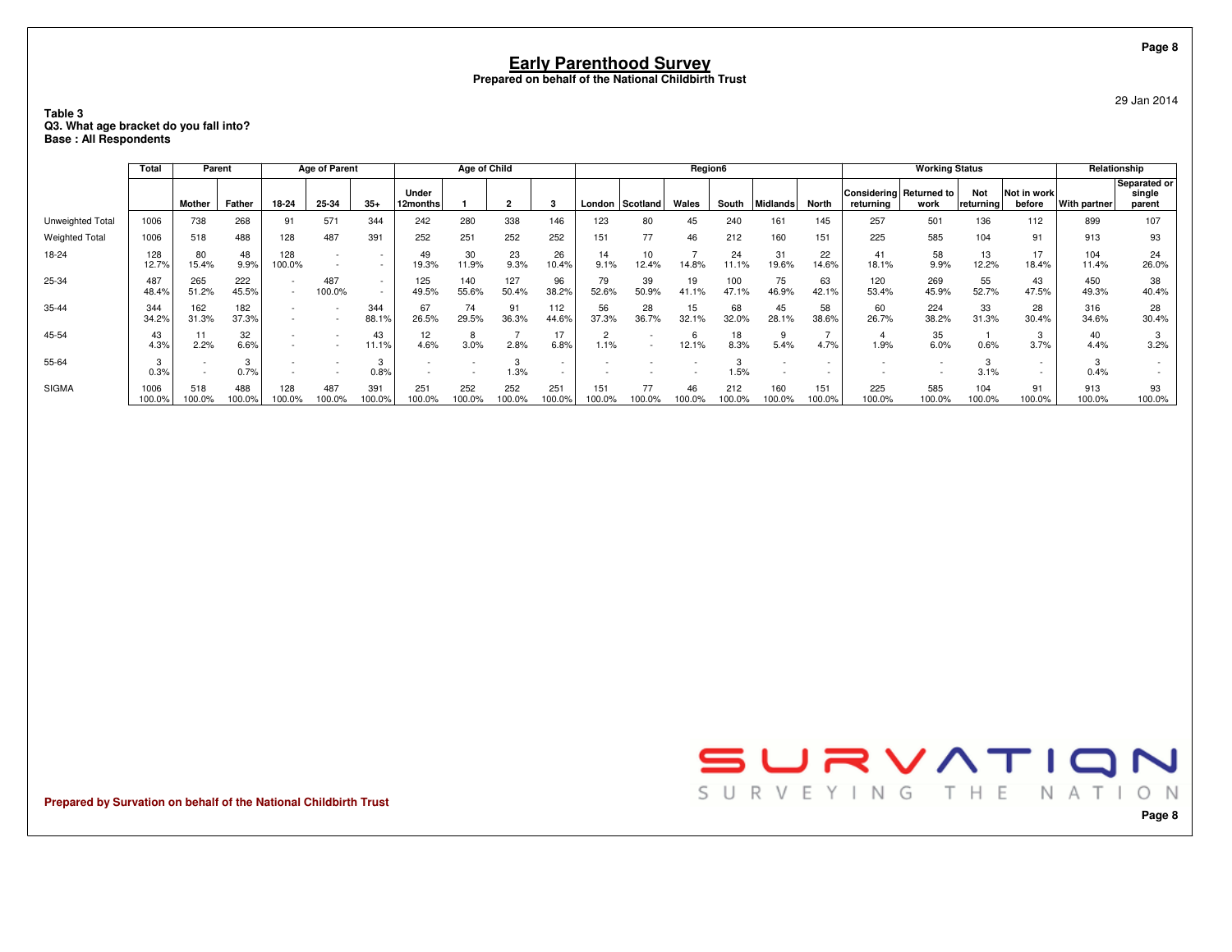# Early Parenthood Survey

**Prepared on behalf of the National Childbirth Trust**

29 Jan 2014

**Table 3**
**Q3. What age bracket do you fall into?**
**Base : All Respondents**

| | Total | Parent | | Age of Parent | | | Age of Child | | | | Region6 | | | | | | Working Status | | | | Relationship | |
|---|---|---|---|---|---|---|---|---|---|---|---|---|---|---|---|---|---|---|---|---|---|---|
| | | Mother | Father | 18-24 | 25-34 | 35+ | Under 12months | 1 | 2 | 3 | London | Scotland | Wales | South | Midlands | North | Considering returning | Returned to work | Not returning | Not in work before | With partner | Separated or single parent |
| Unweighted Total | 1006 | 738 | 268 | 91 | 571 | 344 | 242 | 280 | 338 | 146 | 123 | 80 | 45 | 240 | 161 | 145 | 257 | 501 | 136 | 112 | 899 | 107 |
| Weighted Total | 1006 | 518 | 488 | 128 | 487 | 391 | 252 | 251 | 252 | 252 | 151 | 77 | 46 | 212 | 160 | 151 | 225 | 585 | 104 | 91 | 913 | 93 |
| 18-24 | 128 | 80 | 48 | 128 | - | - | 49 | 30 | 23 | 26 | 14 | 10 | 7 | 24 | 31 | 22 | 41 | 58 | 13 | 17 | 104 | 24 |
| | 12.7% | 15.4% | 9.9% | 100.0% | - | - | 19.3% | 11.9% | 9.3% | 10.4% | 9.1% | 12.4% | 14.8% | 11.1% | 19.6% | 14.6% | 18.1% | 9.9% | 12.2% | 18.4% | 11.4% | 26.0% |
| 25-34 | 487 | 265 | 222 | - | 487 | - | 125 | 140 | 127 | 96 | 79 | 39 | 19 | 100 | 75 | 63 | 120 | 269 | 55 | 43 | 450 | 38 |
| | 48.4% | 51.2% | 45.5% | - | 100.0% | - | 49.5% | 55.6% | 50.4% | 38.2% | 52.6% | 50.9% | 41.1% | 47.1% | 46.9% | 42.1% | 53.4% | 45.9% | 52.7% | 47.5% | 49.3% | 40.4% |
| 35-44 | 344 | 162 | 182 | - | - | 344 | 67 | 74 | 91 | 112 | 56 | 28 | 15 | 68 | 45 | 58 | 60 | 224 | 33 | 28 | 316 | 28 |
| | 34.2% | 31.3% | 37.3% | - | - | 88.1% | 26.5% | 29.5% | 36.3% | 44.6% | 37.3% | 36.7% | 32.1% | 32.0% | 28.1% | 38.6% | 26.7% | 38.2% | 31.3% | 30.4% | 34.6% | 30.4% |
| 45-54 | 43 | 11 | 32 | - | - | 43 | 12 | 8 | 7 | 17 | 2 | - | 6 | 18 | 9 | 7 | 4 | 35 | 1 | 3 | 40 | 3 |
| | 4.3% | 2.2% | 6.6% | - | - | 11.1% | 4.6% | 3.0% | 2.8% | 6.8% | 1.1% | - | 12.1% | 8.3% | 5.4% | 4.7% | 1.9% | 6.0% | 0.6% | 3.7% | 4.4% | 3.2% |
| 55-64 | 3 | - | 3 | - | - | 3 | - | - | 3 | - | - | - | - | 3 | - | - | - | - | 3 | - | 3 | - |
| | 0.3% | - | 0.7% | - | - | 0.8% | - | - | 1.3% | - | - | - | - | 1.5% | - | - | - | - | 3.1% | - | 0.4% | - |
| SIGMA | 1006 | 518 | 488 | 128 | 487 | 391 | 251 | 252 | 252 | 251 | 151 | 77 | 46 | 212 | 160 | 151 | 225 | 585 | 104 | 91 | 913 | 93 |
| | 100.0% | 100.0% | 100.0% | 100.0% | 100.0% | 100.0% | 100.0% | 100.0% | 100.0% | 100.0% | 100.0% | 100.0% | 100.0% | 100.0% | 100.0% | 100.0% | 100.0% | 100.0% | 100.0% | 100.0% | 100.0% | 100.0% |

**Prepared by Survation on behalf of the National Childbirth Trust**

SURVATION — SURVEYING THE NATION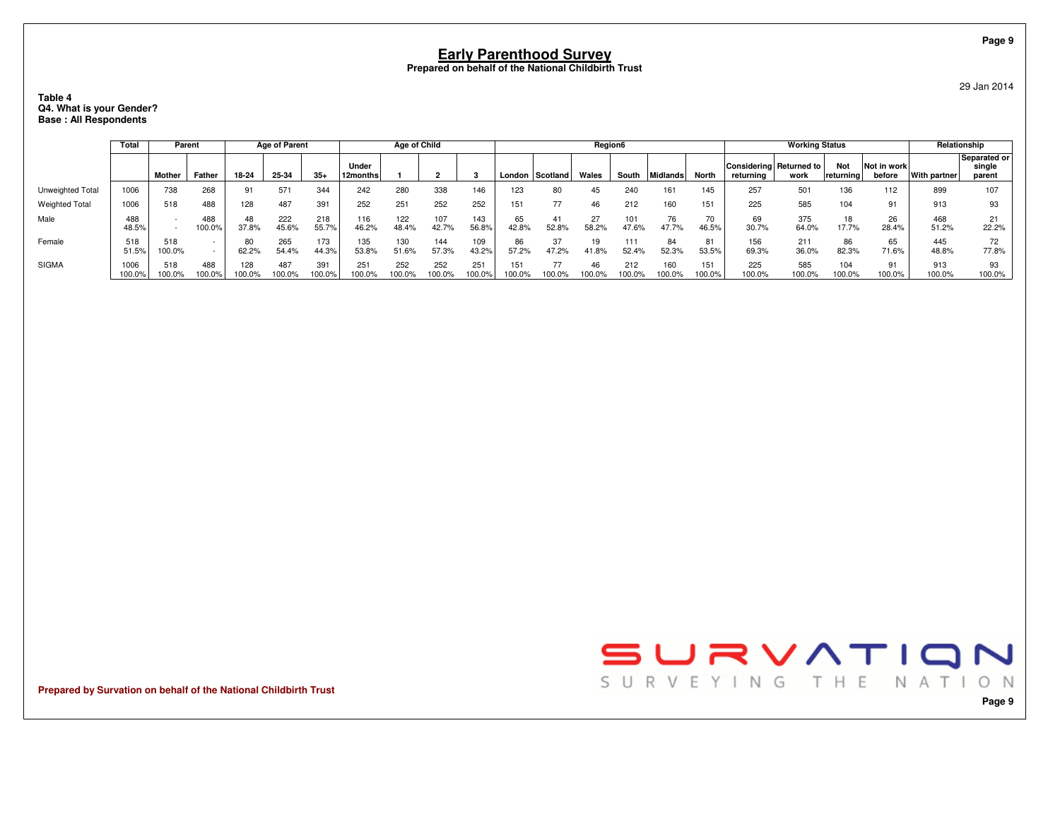# Early Parenthood Survey

**Prepared on behalf of the National Childbirth Trust**

29 Jan 2014

**Table 4**
**Q4. What is your Gender?**
**Base : All Respondents**

| | Total | Parent | | Age of Parent | | | Age of Child | | | | Region6 | | | | | | Working Status | | | | Relationship | |
|---|---|---|---|---|---|---|---|---|---|---|---|---|---|---|---|---|---|---|---|---|---|---|
| | | Mother | Father | 18-24 | 25-34 | 35+ | Under 12months | 1 | 2 | 3 | London | Scotland | Wales | South | Midlands | North | Considering returning | Returned to work | Not returning | Not in work before | With partner | Separated or single parent |
| Unweighted Total | 1006 | 738 | 268 | 91 | 571 | 344 | 242 | 280 | 338 | 146 | 123 | 80 | 45 | 240 | 161 | 145 | 257 | 501 | 136 | 112 | 899 | 107 |
| Weighted Total | 1006 | 518 | 488 | 128 | 487 | 391 | 252 | 251 | 252 | 252 | 151 | 77 | 46 | 212 | 160 | 151 | 225 | 585 | 104 | 91 | 913 | 93 |
| Male | 488<br>48.5% | -<br>- | 488<br>100.0% | 48<br>37.8% | 222<br>45.6% | 218<br>55.7% | 116<br>46.2% | 122<br>48.4% | 107<br>42.7% | 143<br>56.8% | 65<br>42.8% | 41<br>52.8% | 27<br>58.2% | 101<br>47.6% | 76<br>47.7% | 70<br>46.5% | 69<br>30.7% | 375<br>64.0% | 18<br>17.7% | 26<br>28.4% | 468<br>51.2% | 21<br>22.2% |
| Female | 518<br>51.5% | 518<br>100.0% | -<br>- | 80<br>62.2% | 265<br>54.4% | 173<br>44.3% | 135<br>53.8% | 130<br>51.6% | 144<br>57.3% | 109<br>43.2% | 86<br>57.2% | 37<br>47.2% | 19<br>41.8% | 111<br>52.4% | 84<br>52.3% | 81<br>53.5% | 156<br>69.3% | 211<br>36.0% | 86<br>82.3% | 65<br>71.6% | 445<br>48.8% | 72<br>77.8% |
| SIGMA | 1006<br>100.0% | 518<br>100.0% | 488<br>100.0% | 128<br>100.0% | 487<br>100.0% | 391<br>100.0% | 251<br>100.0% | 252<br>100.0% | 252<br>100.0% | 251<br>100.0% | 151<br>100.0% | 77<br>100.0% | 46<br>100.0% | 212<br>100.0% | 160<br>100.0% | 151<br>100.0% | 225<br>100.0% | 585<br>100.0% | 104<br>100.0% | 91<br>100.0% | 913<br>100.0% | 93<br>100.0% |

**Prepared by Survation on behalf of the National Childbirth Trust**

SURVATION
SURVEYING THE NATION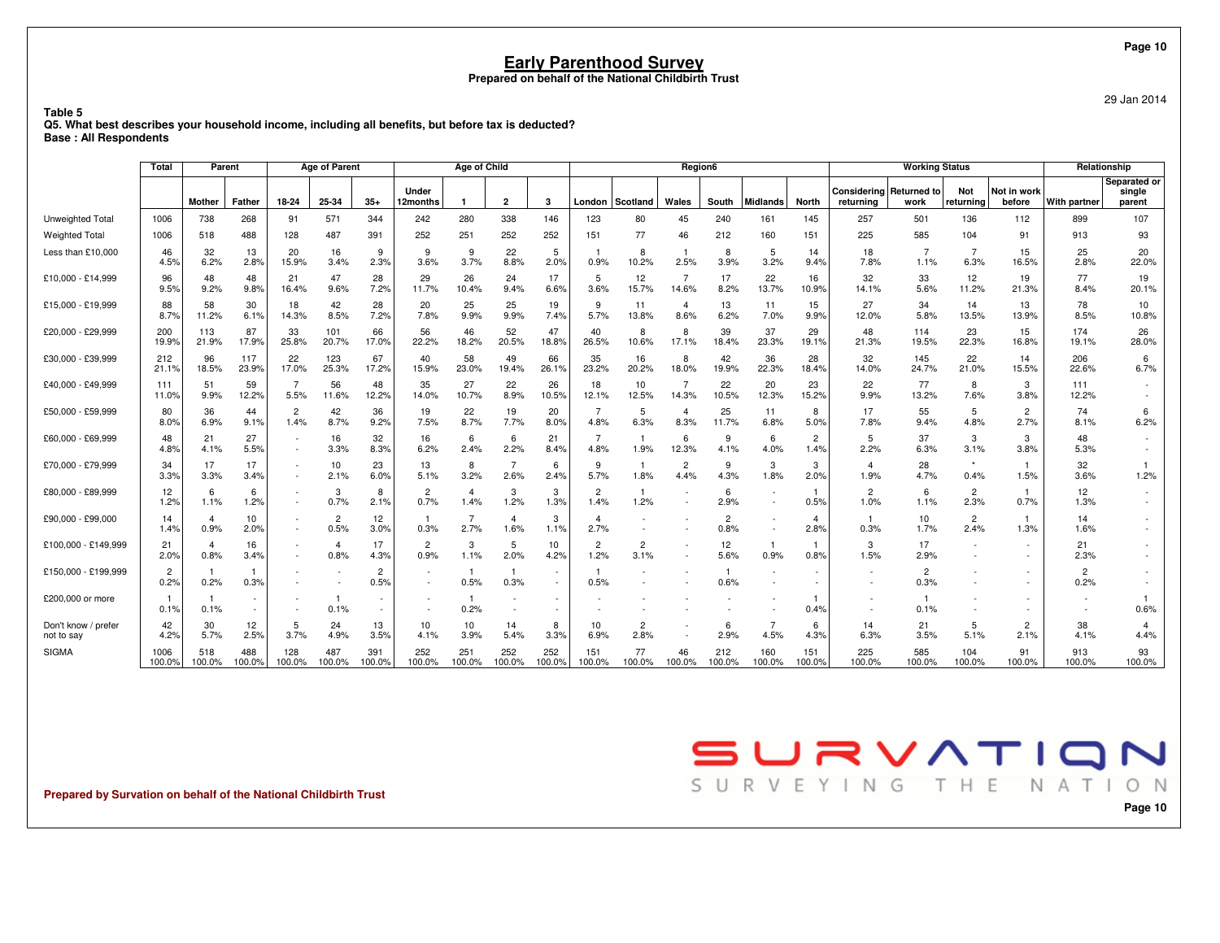# Early Parenthood Survey

**Prepared on behalf of the National Childbirth Trust**

29 Jan 2014

**Table 5**
**Q5. What best describes your household income, including all benefits, but before tax is deducted?**
**Base : All Respondents**

| | Total | Parent | | Age of Parent | | | Age of Child | | | | Region6 | | | | | | Working Status | | | | Relationship | |
|---|---|---|---|---|---|---|---|---|---|---|---|---|---|---|---|---|---|---|---|---|---|---|
| | | Mother | Father | 18-24 | 25-34 | 35+ | Under 12months | 1 | 2 | 3 | London | Scotland | Wales | South | Midlands | North | Considering returning | Returned to work | Not returning | Not in work before | With partner | Separated or single parent |
| Unweighted Total | 1006 | 738 | 268 | 91 | 571 | 344 | 242 | 280 | 338 | 146 | 123 | 80 | 45 | 240 | 161 | 145 | 257 | 501 | 136 | 112 | 899 | 107 |
| Weighted Total | 1006 | 518 | 488 | 128 | 487 | 391 | 252 | 251 | 252 | 252 | 151 | 77 | 46 | 212 | 160 | 151 | 225 | 585 | 104 | 91 | 913 | 93 |
| Less than £10,000 | 46<br>4.5% | 32<br>6.2% | 13<br>2.8% | 20<br>15.9% | 16<br>3.4% | 9<br>2.3% | 9<br>3.6% | 9<br>3.7% | 22<br>8.8% | 5<br>2.0% | 1<br>0.9% | 8<br>10.2% | 1<br>2.5% | 8<br>3.9% | 5<br>3.2% | 14<br>9.4% | 18<br>7.8% | 7<br>1.1% | 7<br>6.3% | 15<br>16.5% | 25<br>2.8% | 20<br>22.0% |
| £10,000 - £14,999 | 96<br>9.5% | 48<br>9.2% | 48<br>9.8% | 21<br>16.4% | 47<br>9.6% | 28<br>7.2% | 29<br>11.7% | 26<br>10.4% | 24<br>9.4% | 17<br>6.6% | 5<br>3.6% | 12<br>15.7% | 7<br>14.6% | 17<br>8.2% | 22<br>13.7% | 16<br>10.9% | 32<br>14.1% | 33<br>5.6% | 12<br>11.2% | 19<br>21.3% | 77<br>8.4% | 19<br>20.1% |
| £15,000 - £19,999 | 88<br>8.7% | 58<br>11.2% | 30<br>6.1% | 18<br>14.3% | 42<br>8.5% | 28<br>7.2% | 20<br>7.8% | 25<br>9.9% | 25<br>9.9% | 19<br>7.4% | 9<br>5.7% | 11<br>13.8% | 4<br>8.6% | 13<br>6.2% | 11<br>7.0% | 15<br>9.9% | 27<br>12.0% | 34<br>5.8% | 14<br>13.5% | 13<br>13.9% | 78<br>8.5% | 10<br>10.8% |
| £20,000 - £29,999 | 200<br>19.9% | 113<br>21.9% | 87<br>17.9% | 33<br>25.8% | 101<br>20.7% | 66<br>17.0% | 56<br>22.2% | 46<br>18.2% | 52<br>20.5% | 47<br>18.8% | 40<br>26.5% | 8<br>10.6% | 8<br>17.1% | 39<br>18.4% | 37<br>23.3% | 29<br>19.1% | 48<br>21.3% | 114<br>19.5% | 23<br>22.3% | 15<br>16.8% | 174<br>19.1% | 26<br>28.0% |
| £30,000 - £39,999 | 212<br>21.1% | 96<br>18.5% | 117<br>23.9% | 22<br>17.0% | 123<br>25.3% | 67<br>17.2% | 40<br>15.9% | 58<br>23.0% | 49<br>19.4% | 66<br>26.1% | 35<br>23.2% | 16<br>20.2% | 8<br>18.0% | 42<br>19.9% | 36<br>22.3% | 28<br>18.4% | 32<br>14.0% | 145<br>24.7% | 22<br>21.0% | 14<br>15.5% | 206<br>22.6% | 6<br>6.7% |
| £40,000 - £49,999 | 111<br>11.0% | 51<br>9.9% | 59<br>12.2% | 7<br>5.5% | 56<br>11.6% | 48<br>12.2% | 35<br>14.0% | 27<br>10.7% | 22<br>8.9% | 26<br>10.5% | 18<br>12.1% | 10<br>12.5% | 7<br>14.3% | 22<br>10.5% | 20<br>12.3% | 23<br>15.2% | 22<br>9.9% | 77<br>13.2% | 8<br>7.6% | 3<br>3.8% | 111<br>12.2% | -<br>- |
| £50,000 - £59,999 | 80<br>8.0% | 36<br>6.9% | 44<br>9.1% | 2<br>1.4% | 42<br>8.7% | 36<br>9.2% | 19<br>7.5% | 22<br>8.7% | 19<br>7.7% | 20<br>8.0% | 7<br>4.8% | 5<br>6.3% | 4<br>8.3% | 25<br>11.7% | 11<br>6.8% | 8<br>5.0% | 17<br>7.8% | 55<br>9.4% | 5<br>4.8% | 2<br>2.7% | 74<br>8.1% | 6<br>6.2% |
| £60,000 - £69,999 | 48<br>4.8% | 21<br>4.1% | 27<br>5.5% | -<br>- | 16<br>3.3% | 32<br>8.3% | 16<br>6.2% | 6<br>2.4% | 6<br>2.2% | 21<br>8.4% | 7<br>4.8% | 1<br>1.9% | 6<br>12.3% | 9<br>4.1% | 6<br>4.0% | 2<br>1.4% | 5<br>2.2% | 37<br>6.3% | 3<br>3.1% | 3<br>3.8% | 48<br>5.3% | -<br>- |
| £70,000 - £79,999 | 34<br>3.3% | 17<br>3.3% | 17<br>3.4% | -<br>- | 10<br>2.1% | 23<br>6.0% | 13<br>5.1% | 8<br>3.2% | 7<br>2.6% | 6<br>2.4% | 9<br>5.7% | 1<br>1.8% | 2<br>4.4% | 9<br>4.3% | 3<br>1.8% | 3<br>2.0% | 4<br>1.9% | 28<br>4.7% | *<br>0.4% | 1<br>1.5% | 32<br>3.6% | 1<br>1.2% |
| £80,000 - £89,999 | 12<br>1.2% | 6<br>1.1% | 6<br>1.2% | -<br>- | 3<br>0.7% | 8<br>2.1% | 2<br>0.7% | 4<br>1.4% | 3<br>1.2% | 3<br>1.3% | 2<br>1.4% | 1<br>1.2% | -<br>- | 6<br>2.9% | -<br>- | 1<br>0.5% | 2<br>1.0% | 6<br>1.1% | 2<br>2.3% | 1<br>0.7% | 12<br>1.3% | -<br>- |
| £90,000 - £99,000 | 14<br>1.4% | 4<br>0.9% | 10<br>2.0% | -<br>- | 2<br>0.5% | 12<br>3.0% | 1<br>0.3% | 7<br>2.7% | 4<br>1.6% | 3<br>1.1% | 4<br>2.7% | -<br>- | -<br>- | 2<br>0.8% | -<br>- | 4<br>2.8% | 1<br>0.3% | 10<br>1.7% | 2<br>2.4% | 1<br>1.3% | 14<br>1.6% | -<br>- |
| £100,000 - £149,999 | 21<br>2.0% | 4<br>0.8% | 16<br>3.4% | -<br>- | 4<br>0.8% | 17<br>4.3% | 2<br>0.9% | 3<br>1.1% | 5<br>2.0% | 10<br>4.2% | 2<br>1.2% | 2<br>3.1% | -<br>- | 12<br>5.6% | 1<br>0.9% | 1<br>0.8% | 3<br>1.5% | 17<br>2.9% | -<br>- | -<br>- | 21<br>2.3% | -<br>- |
| £150,000 - £199,999 | 2<br>0.2% | 1<br>0.2% | 1<br>0.3% | -<br>- | -<br>- | 2<br>0.5% | -<br>- | 1<br>0.5% | 1<br>0.3% | -<br>- | 1<br>0.5% | -<br>- | -<br>- | 1<br>0.6% | -<br>- | -<br>- | -<br>- | 2<br>0.3% | -<br>- | -<br>- | 2<br>0.2% | -<br>- |
| £200,000 or more | 1<br>0.1% | 1<br>0.1% | -<br>- | -<br>- | 1<br>0.1% | -<br>- | -<br>- | 1<br>0.2% | -<br>- | -<br>- | -<br>- | -<br>- | -<br>- | -<br>- | -<br>- | 1<br>0.4% | -<br>- | 1<br>0.1% | -<br>- | -<br>- | -<br>- | 1<br>0.6% |
| Don't know / prefer not to say | 42<br>4.2% | 30<br>5.7% | 12<br>2.5% | 5<br>3.7% | 24<br>4.9% | 13<br>3.5% | 10<br>4.1% | 10<br>3.9% | 14<br>5.4% | 8<br>3.3% | 10<br>6.9% | 2<br>2.8% | -<br>- | 6<br>2.9% | 7<br>4.5% | 6<br>4.3% | 14<br>6.3% | 21<br>3.5% | 5<br>5.1% | 2<br>2.1% | 38<br>4.1% | 4<br>4.4% |
| SIGMA | 1006<br>100.0% | 518<br>100.0% | 488<br>100.0% | 128<br>100.0% | 487<br>100.0% | 391<br>100.0% | 252<br>100.0% | 251<br>100.0% | 252<br>100.0% | 252<br>100.0% | 151<br>100.0% | 77<br>100.0% | 46<br>100.0% | 212<br>100.0% | 160<br>100.0% | 151<br>100.0% | 225<br>100.0% | 585<br>100.0% | 104<br>100.0% | 91<br>100.0% | 913<br>100.0% | 93<br>100.0% |

**Prepared by Survation on behalf of the National Childbirth Trust**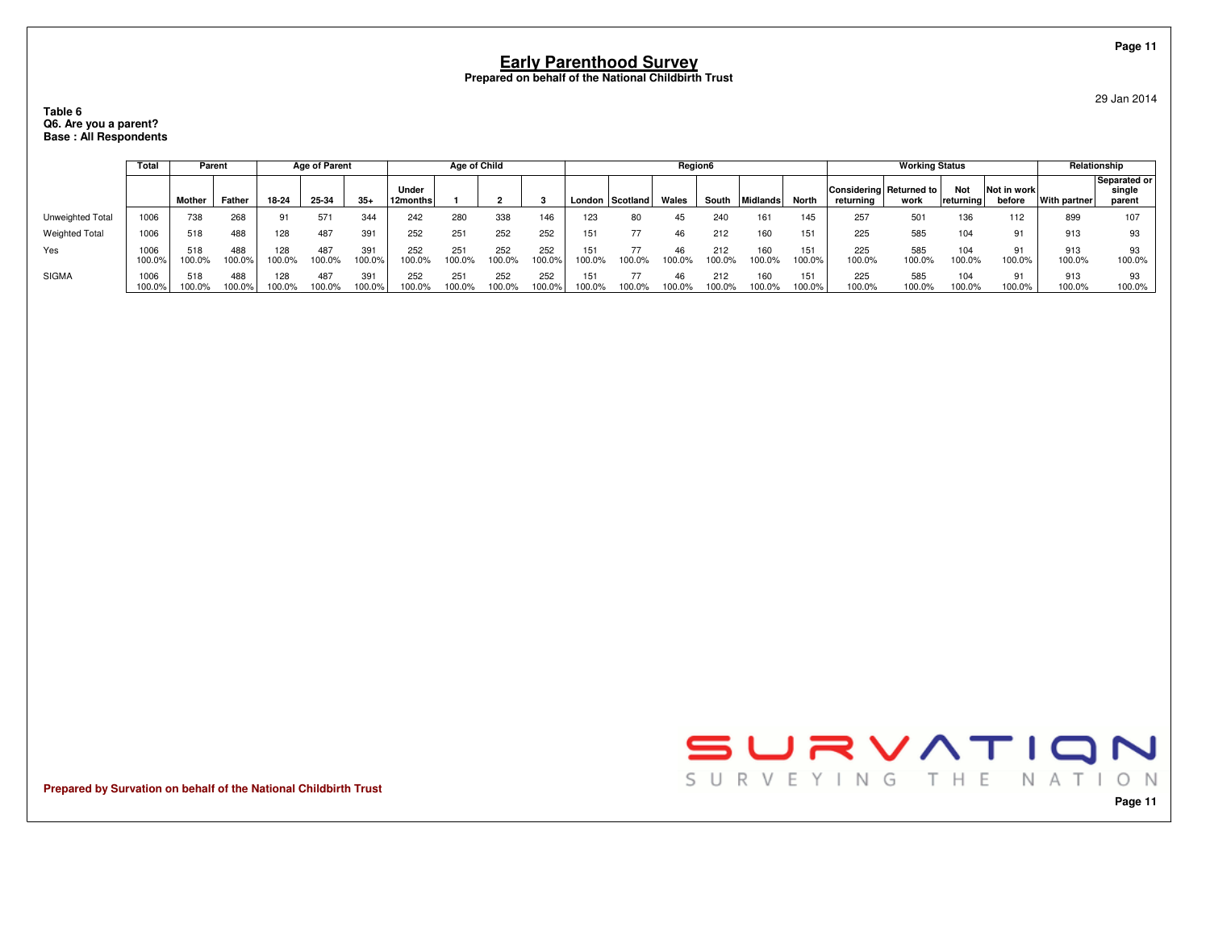# Early Parenthood Survey

**Prepared on behalf of the National Childbirth Trust**

29 Jan 2014

**Table 6**
**Q6. Are you a parent?**
**Base : All Respondents**

| | Total | Parent | | Age of Parent | | | Age of Child | | | | Region6 | | | | | | Working Status | | | | Relationship | |
|---|---|---|---|---|---|---|---|---|---|---|---|---|---|---|---|---|---|---|---|---|---|---|
| | | Mother | Father | 18-24 | 25-34 | 35+ | Under 12months | 1 | 2 | 3 | London | Scotland | Wales | South | Midlands | North | Considering returning | Returned to work | Not returning | Not in work before | With partner | Separated or single parent |
| Unweighted Total | 1006 | 738 | 268 | 91 | 571 | 344 | 242 | 280 | 338 | 146 | 123 | 80 | 45 | 240 | 161 | 145 | 257 | 501 | 136 | 112 | 899 | 107 |
| Weighted Total | 1006 | 518 | 488 | 128 | 487 | 391 | 252 | 251 | 252 | 252 | 151 | 77 | 46 | 212 | 160 | 151 | 225 | 585 | 104 | 91 | 913 | 93 |
| Yes | 1006 | 518 | 488 | 128 | 487 | 391 | 252 | 251 | 252 | 252 | 151 | 77 | 46 | 212 | 160 | 151 | 225 | 585 | 104 | 91 | 913 | 93 |
| | 100.0% | 100.0% | 100.0% | 100.0% | 100.0% | 100.0% | 100.0% | 100.0% | 100.0% | 100.0% | 100.0% | 100.0% | 100.0% | 100.0% | 100.0% | 100.0% | 100.0% | 100.0% | 100.0% | 100.0% | 100.0% | 100.0% |
| SIGMA | 1006 | 518 | 488 | 128 | 487 | 391 | 252 | 251 | 252 | 252 | 151 | 77 | 46 | 212 | 160 | 151 | 225 | 585 | 104 | 91 | 913 | 93 |
| | 100.0% | 100.0% | 100.0% | 100.0% | 100.0% | 100.0% | 100.0% | 100.0% | 100.0% | 100.0% | 100.0% | 100.0% | 100.0% | 100.0% | 100.0% | 100.0% | 100.0% | 100.0% | 100.0% | 100.0% | 100.0% | 100.0% |

**Prepared by Survation on behalf of the National Childbirth Trust**

SURVATION
SURVEYING THE NATION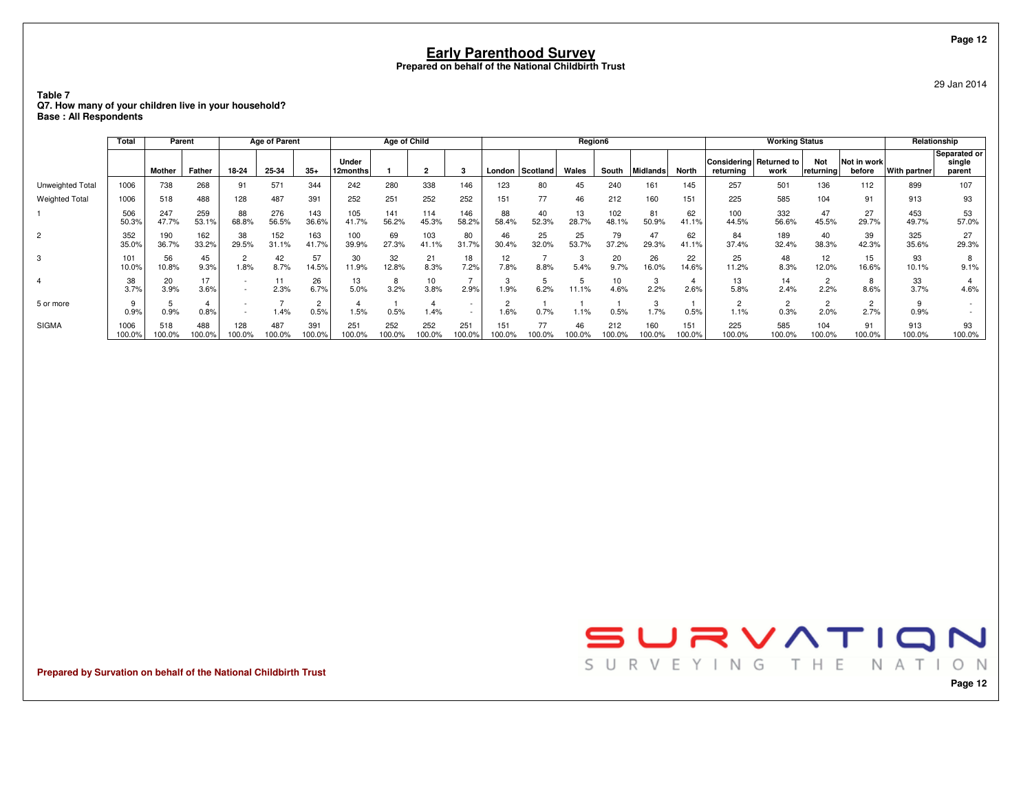# Early Parenthood Survey

**Prepared on behalf of the National Childbirth Trust**

29 Jan 2014

**Table 7**
**Q7. How many of your children live in your household?**
**Base : All Respondents**

| | Total | Parent | | Age of Parent | | | Age of Child | | | | Region6 | | | | | | Working Status | | | | Relationship | |
|---|---|---|---|---|---|---|---|---|---|---|---|---|---|---|---|---|---|---|---|---|---|---|
| | | Mother | Father | 18-24 | 25-34 | 35+ | Under 12months | 1 | 2 | 3 | London | Scotland | Wales | South | Midlands | North | Considering returning | Returned to work | Not returning | Not in work before | With partner | Separated or single parent |
| Unweighted Total | 1006 | 738 | 268 | 91 | 571 | 344 | 242 | 280 | 338 | 146 | 123 | 80 | 45 | 240 | 161 | 145 | 257 | 501 | 136 | 112 | 899 | 107 |
| Weighted Total | 1006 | 518 | 488 | 128 | 487 | 391 | 252 | 251 | 252 | 252 | 151 | 77 | 46 | 212 | 160 | 151 | 225 | 585 | 104 | 91 | 913 | 93 |
| 1 | 506 | 247 | 259 | 88 | 276 | 143 | 105 | 141 | 114 | 146 | 88 | 40 | 13 | 102 | 81 | 62 | 100 | 332 | 47 | 27 | 453 | 53 |
| | 50.3% | 47.7% | 53.1% | 68.8% | 56.5% | 36.6% | 41.7% | 56.2% | 45.3% | 58.2% | 58.4% | 52.3% | 28.7% | 48.1% | 50.9% | 41.1% | 44.5% | 56.6% | 45.5% | 29.7% | 49.7% | 57.0% |
| 2 | 352 | 190 | 162 | 38 | 152 | 163 | 100 | 69 | 103 | 80 | 46 | 25 | 25 | 79 | 47 | 62 | 84 | 189 | 40 | 39 | 325 | 27 |
| | 35.0% | 36.7% | 33.2% | 29.5% | 31.1% | 41.7% | 39.9% | 27.3% | 41.1% | 31.7% | 30.4% | 32.0% | 53.7% | 37.2% | 29.3% | 41.1% | 37.4% | 32.4% | 38.3% | 42.3% | 35.6% | 29.3% |
| 3 | 101 | 56 | 45 | 2 | 42 | 57 | 30 | 32 | 21 | 18 | 12 | 7 | 3 | 20 | 26 | 22 | 25 | 48 | 12 | 15 | 93 | 8 |
| | 10.0% | 10.8% | 9.3% | 1.8% | 8.7% | 14.5% | 11.9% | 12.8% | 8.3% | 7.2% | 7.8% | 8.8% | 5.4% | 9.7% | 16.0% | 14.6% | 11.2% | 8.3% | 12.0% | 16.6% | 10.1% | 9.1% |
| 4 | 38 | 20 | 17 | - | 11 | 26 | 13 | 8 | 10 | 7 | 3 | 5 | 5 | 10 | 3 | 4 | 13 | 14 | 2 | 8 | 33 | 4 |
| | 3.7% | 3.9% | 3.6% | - | 2.3% | 6.7% | 5.0% | 3.2% | 3.8% | 2.9% | 1.9% | 6.2% | 11.1% | 4.6% | 2.2% | 2.6% | 5.8% | 2.4% | 2.2% | 8.6% | 3.7% | 4.6% |
| 5 or more | 9 | 5 | 4 | - | 7 | 2 | 4 | 1 | 4 | - | 2 | 1 | 1 | 1 | 3 | 1 | 2 | 2 | 2 | 2 | 9 | - |
| | 0.9% | 0.9% | 0.8% | - | 1.4% | 0.5% | 1.5% | 0.5% | 1.4% | - | 1.6% | 0.7% | 1.1% | 0.5% | 1.7% | 0.5% | 1.1% | 0.3% | 2.0% | 2.7% | 0.9% | - |
| SIGMA | 1006 | 518 | 488 | 128 | 487 | 391 | 251 | 252 | 252 | 251 | 151 | 77 | 46 | 212 | 160 | 151 | 225 | 585 | 104 | 91 | 913 | 93 |
| | 100.0% | 100.0% | 100.0% | 100.0% | 100.0% | 100.0% | 100.0% | 100.0% | 100.0% | 100.0% | 100.0% | 100.0% | 100.0% | 100.0% | 100.0% | 100.0% | 100.0% | 100.0% | 100.0% | 100.0% | 100.0% | 100.0% |

SURVATION
SURVEYING THE NATION

**Prepared by Survation on behalf of the National Childbirth Trust**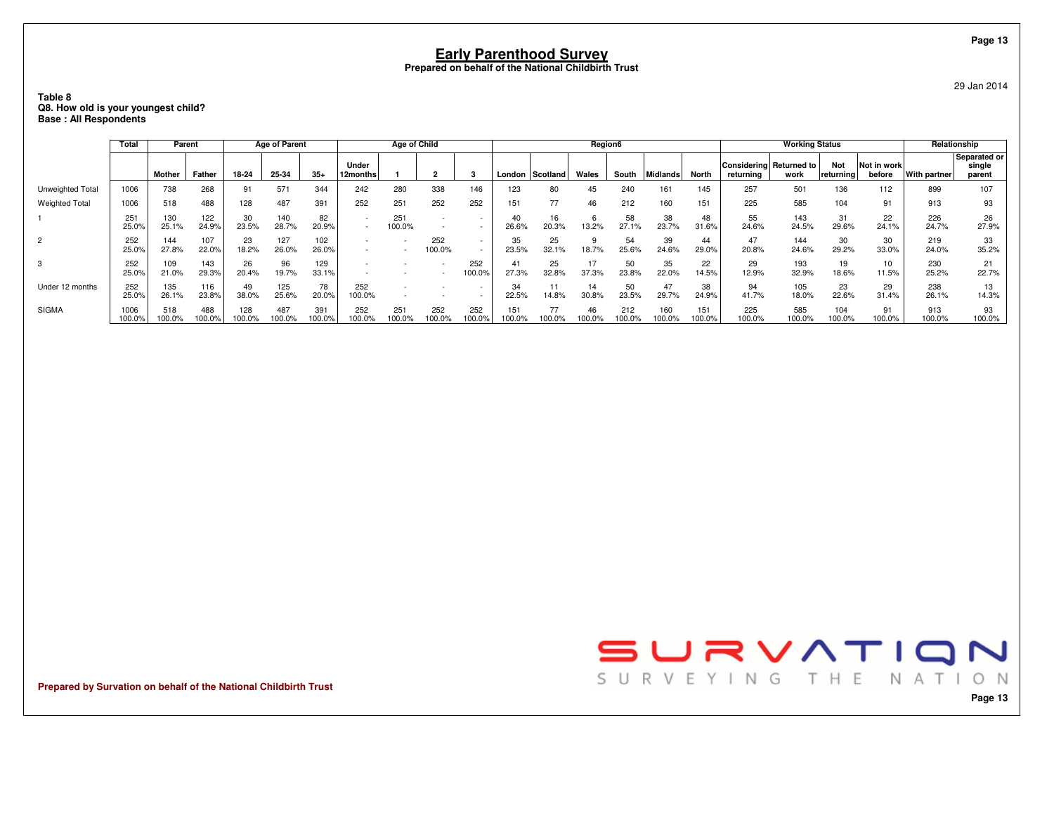# Early Parenthood Survey

**Prepared on behalf of the National Childbirth Trust**

29 Jan 2014

**Table 8**
**Q8. How old is your youngest child?**
**Base : All Respondents**

| | Total | Parent | | Age of Parent | | | Age of Child | | | | Region6 | | | | | | Working Status | | | | Relationship | |
|---|---|---|---|---|---|---|---|---|---|---|---|---|---|---|---|---|---|---|---|---|---|---|
| | | Mother | Father | 18-24 | 25-34 | 35+ | Under 12months | 1 | 2 | 3 | London | Scotland | Wales | South | Midlands | North | Considering returning | Returned to work | Not returning | Not in work before | With partner | Separated or single parent |
| Unweighted Total | 1006 | 738 | 268 | 91 | 571 | 344 | 242 | 280 | 338 | 146 | 123 | 80 | 45 | 240 | 161 | 145 | 257 | 501 | 136 | 112 | 899 | 107 |
| Weighted Total | 1006 | 518 | 488 | 128 | 487 | 391 | 252 | 251 | 252 | 252 | 151 | 77 | 46 | 212 | 160 | 151 | 225 | 585 | 104 | 91 | 913 | 93 |
| 1 | 251 25.0% | 130 25.1% | 122 24.9% | 30 23.5% | 140 28.7% | 82 20.9% | - - | 251 100.0% | - - | - - | 40 26.6% | 16 20.3% | 6 13.2% | 58 27.1% | 38 23.7% | 48 31.6% | 55 24.6% | 143 24.5% | 31 29.6% | 22 24.1% | 226 24.7% | 26 27.9% |
| 2 | 252 25.0% | 144 27.8% | 107 22.0% | 23 18.2% | 127 26.0% | 102 26.0% | - - | - - | 252 100.0% | - - | 35 23.5% | 25 32.1% | 9 18.7% | 54 25.6% | 39 24.6% | 44 29.0% | 47 20.8% | 144 24.6% | 30 29.2% | 30 33.0% | 219 24.0% | 33 35.2% |
| 3 | 252 25.0% | 109 21.0% | 143 29.3% | 26 20.4% | 96 19.7% | 129 33.1% | - - | - - | - - | 252 100.0% | 41 27.3% | 25 32.8% | 17 37.3% | 50 23.8% | 35 22.0% | 22 14.5% | 29 12.9% | 193 32.9% | 19 18.6% | 10 11.5% | 230 25.2% | 21 22.7% |
| Under 12 months | 252 25.0% | 135 26.1% | 116 23.8% | 49 38.0% | 125 25.6% | 78 20.0% | 252 100.0% | - - | - - | - - | 34 22.5% | 11 14.8% | 14 30.8% | 50 23.5% | 47 29.7% | 38 24.9% | 94 41.7% | 105 18.0% | 23 22.6% | 29 31.4% | 238 26.1% | 13 14.3% |
| SIGMA | 1006 100.0% | 518 100.0% | 488 100.0% | 128 100.0% | 487 100.0% | 391 100.0% | 252 100.0% | 251 100.0% | 252 100.0% | 252 100.0% | 151 100.0% | 77 100.0% | 46 100.0% | 212 100.0% | 160 100.0% | 151 100.0% | 225 100.0% | 585 100.0% | 104 100.0% | 91 100.0% | 913 100.0% | 93 100.0% |

Prepared by Survation on behalf of the National Childbirth Trust

SURVATION SURVEYING THE NATION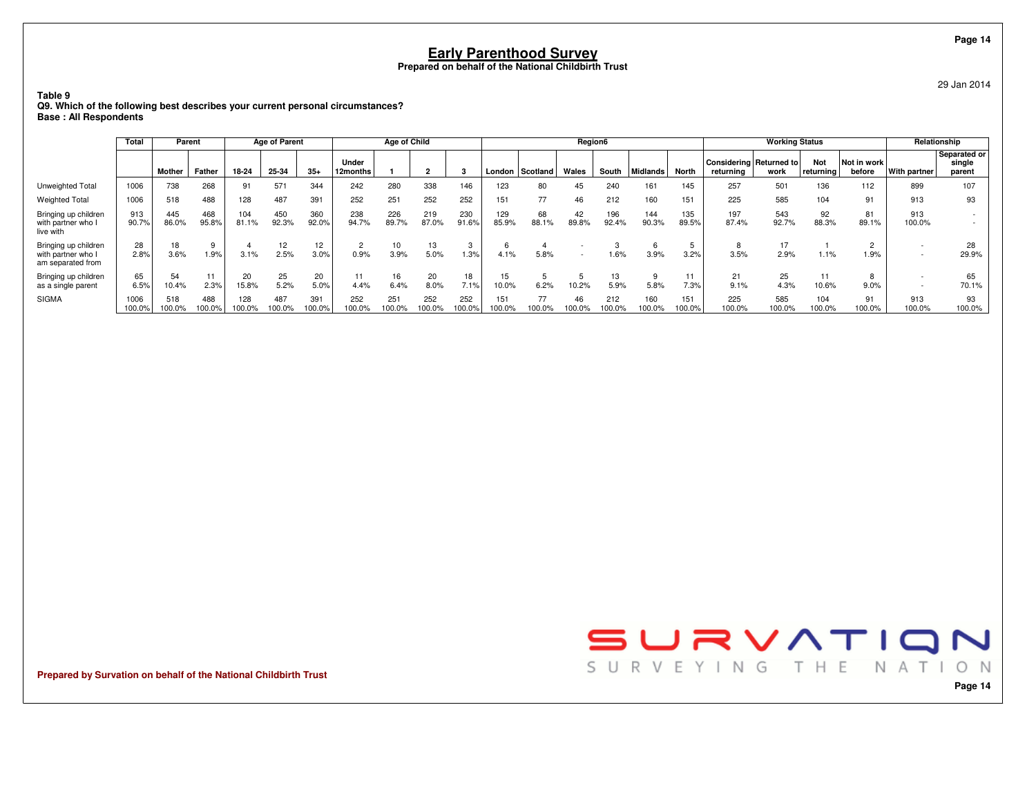# Early Parenthood Survey

**Prepared on behalf of the National Childbirth Trust**

29 Jan 2014

**Table 9**
**Q9. Which of the following best describes your current personal circumstances?**
**Base : All Respondents**

| | Total | Parent | | Age of Parent | | | Age of Child | | | | Region6 | | | | | | Working Status | | | | Relationship | |
|---|---|---|---|---|---|---|---|---|---|---|---|---|---|---|---|---|---|---|---|---|---|---|
| | | Mother | Father | 18-24 | 25-34 | 35+ | Under 12months | 1 | 2 | 3 | London | Scotland | Wales | South | Midlands | North | Considering returning | Returned to work | Not returning | Not in work before | With partner | Separated or single parent |
| Unweighted Total | 1006 | 738 | 268 | 91 | 571 | 344 | 242 | 280 | 338 | 146 | 123 | 80 | 45 | 240 | 161 | 145 | 257 | 501 | 136 | 112 | 899 | 107 |
| Weighted Total | 1006 | 518 | 488 | 128 | 487 | 391 | 252 | 251 | 252 | 252 | 151 | 77 | 46 | 212 | 160 | 151 | 225 | 585 | 104 | 91 | 913 | 93 |
| Bringing up children with partner who I live with | 913<br>90.7% | 445<br>86.0% | 468<br>95.8% | 104<br>81.1% | 450<br>92.3% | 360<br>92.0% | 238<br>94.7% | 226<br>89.7% | 219<br>87.0% | 230<br>91.6% | 129<br>85.9% | 68<br>88.1% | 42<br>89.8% | 196<br>92.4% | 144<br>90.3% | 135<br>89.5% | 197<br>87.4% | 543<br>92.7% | 92<br>88.3% | 81<br>89.1% | 913<br>100.0% | -<br>- |
| Bringing up children with partner who I am separated from | 28<br>2.8% | 18<br>3.6% | 9<br>1.9% | 4<br>3.1% | 12<br>2.5% | 12<br>3.0% | 2<br>0.9% | 10<br>3.9% | 13<br>5.0% | 3<br>1.3% | 6<br>4.1% | 4<br>5.8% | -<br>- | 3<br>1.6% | 6<br>3.9% | 5<br>3.2% | 8<br>3.5% | 17<br>2.9% | 1<br>1.1% | 2<br>1.9% | -<br>- | 28<br>29.9% |
| Bringing up children as a single parent | 65<br>6.5% | 54<br>10.4% | 11<br>2.3% | 20<br>15.8% | 25<br>5.2% | 20<br>5.0% | 11<br>4.4% | 16<br>6.4% | 20<br>8.0% | 18<br>7.1% | 15<br>10.0% | 5<br>6.2% | 5<br>10.2% | 13<br>5.9% | 9<br>5.8% | 11<br>7.3% | 21<br>9.1% | 25<br>4.3% | 11<br>10.6% | 8<br>9.0% | -<br>- | 65<br>70.1% |
| SIGMA | 1006<br>100.0% | 518<br>100.0% | 488<br>100.0% | 128<br>100.0% | 487<br>100.0% | 391<br>100.0% | 252<br>100.0% | 251<br>100.0% | 252<br>100.0% | 252<br>100.0% | 151<br>100.0% | 77<br>100.0% | 46<br>100.0% | 212<br>100.0% | 160<br>100.0% | 151<br>100.0% | 225<br>100.0% | 585<br>100.0% | 104<br>100.0% | 91<br>100.0% | 913<br>100.0% | 93<br>100.0% |

**Prepared by Survation on behalf of the National Childbirth Trust**

SURVATION
SURVEYING THE NATION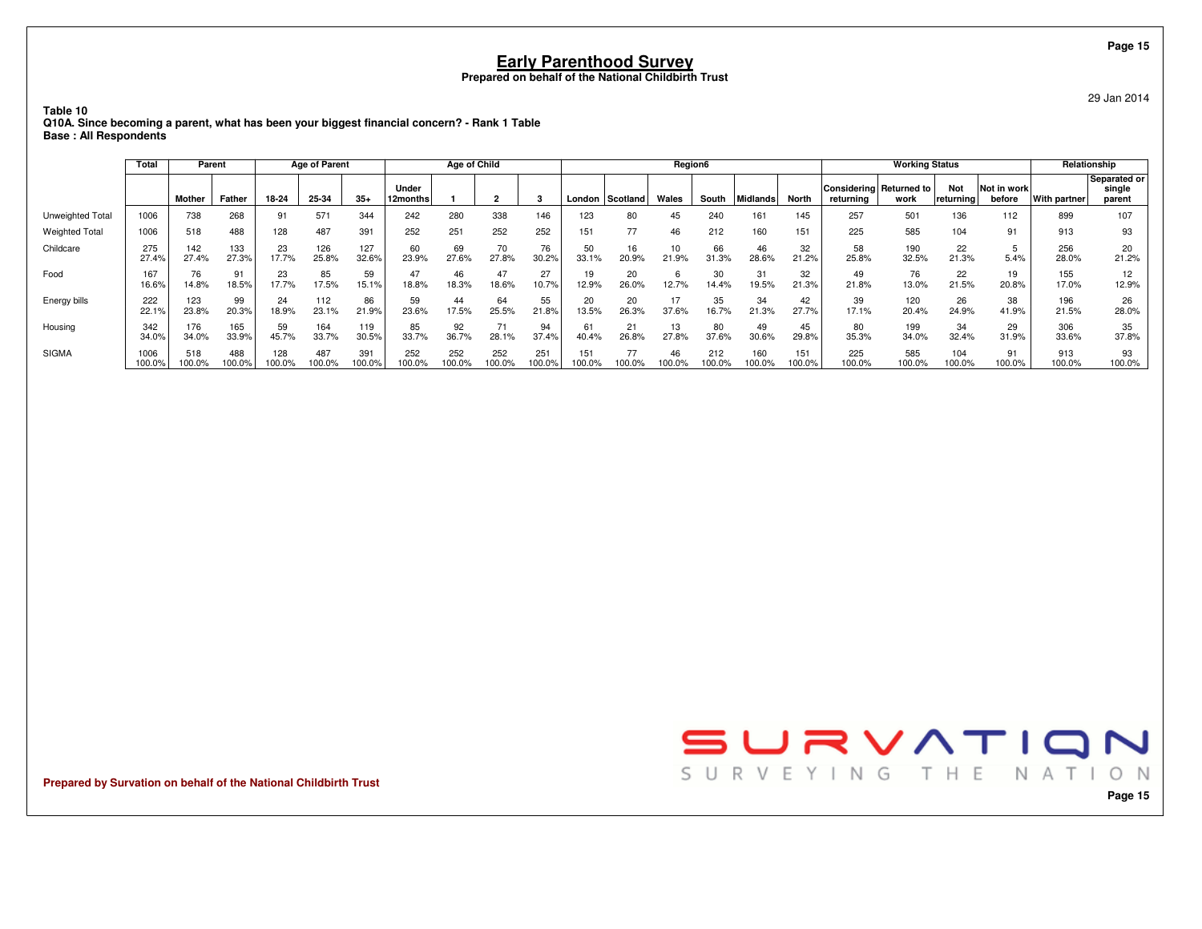## Early Parenthood Survey

**Prepared on behalf of the National Childbirth Trust**

29 Jan 2014

**Table 10**
**Q10A. Since becoming a parent, what has been your biggest financial concern? - Rank 1 Table**
**Base : All Respondents**

| | Total | Parent | | Age of Parent | | | Age of Child | | | | Region6 | | | | | | Working Status | | | | Relationship | |
|---|---|---|---|---|---|---|---|---|---|---|---|---|---|---|---|---|---|---|---|---|---|---|
| | | Mother | Father | 18-24 | 25-34 | 35+ | Under 12months | 1 | 2 | 3 | London | Scotland | Wales | South | Midlands | North | Considering returning | Returned to work | Not returning | Not in work before | With partner | Separated or single parent |
| Unweighted Total | 1006 | 738 | 268 | 91 | 571 | 344 | 242 | 280 | 338 | 146 | 123 | 80 | 45 | 240 | 161 | 145 | 257 | 501 | 136 | 112 | 899 | 107 |
| Weighted Total | 1006 | 518 | 488 | 128 | 487 | 391 | 252 | 251 | 252 | 252 | 151 | 77 | 46 | 212 | 160 | 151 | 225 | 585 | 104 | 91 | 913 | 93 |
| Childcare | 275 | 142 | 133 | 23 | 126 | 127 | 60 | 69 | 70 | 76 | 50 | 16 | 10 | 66 | 46 | 32 | 58 | 190 | 22 | 5 | 256 | 20 |
| | 27.4% | 27.4% | 27.3% | 17.7% | 25.8% | 32.6% | 23.9% | 27.6% | 27.8% | 30.2% | 33.1% | 20.9% | 21.9% | 31.3% | 28.6% | 21.2% | 25.8% | 32.5% | 21.3% | 5.4% | 28.0% | 21.2% |
| Food | 167 | 76 | 91 | 23 | 85 | 59 | 47 | 46 | 47 | 27 | 19 | 20 | 6 | 30 | 31 | 32 | 49 | 76 | 22 | 19 | 155 | 12 |
| | 16.6% | 14.8% | 18.5% | 17.7% | 17.5% | 15.1% | 18.8% | 18.3% | 18.6% | 10.7% | 12.9% | 26.0% | 12.7% | 14.4% | 19.5% | 21.3% | 21.8% | 13.0% | 21.5% | 20.8% | 17.0% | 12.9% |
| Energy bills | 222 | 123 | 99 | 24 | 112 | 86 | 59 | 44 | 64 | 55 | 20 | 20 | 17 | 35 | 34 | 42 | 39 | 120 | 26 | 38 | 196 | 26 |
| | 22.1% | 23.8% | 20.3% | 18.9% | 23.1% | 21.9% | 23.6% | 17.5% | 25.5% | 21.8% | 13.5% | 26.3% | 37.6% | 16.7% | 21.3% | 27.7% | 17.1% | 20.4% | 24.9% | 41.9% | 21.5% | 28.0% |
| Housing | 342 | 176 | 165 | 59 | 164 | 119 | 85 | 92 | 71 | 94 | 61 | 21 | 13 | 80 | 49 | 45 | 80 | 199 | 34 | 29 | 306 | 35 |
| | 34.0% | 34.0% | 33.9% | 45.7% | 33.7% | 30.5% | 33.7% | 36.7% | 28.1% | 37.4% | 40.4% | 26.8% | 27.8% | 37.6% | 30.6% | 29.8% | 35.3% | 34.0% | 32.4% | 31.9% | 33.6% | 37.8% |
| SIGMA | 1006 | 518 | 488 | 128 | 487 | 391 | 252 | 252 | 252 | 251 | 151 | 77 | 46 | 212 | 160 | 151 | 225 | 585 | 104 | 91 | 913 | 93 |
| | 100.0% | 100.0% | 100.0% | 100.0% | 100.0% | 100.0% | 100.0% | 100.0% | 100.0% | 100.0% | 100.0% | 100.0% | 100.0% | 100.0% | 100.0% | 100.0% | 100.0% | 100.0% | 100.0% | 100.0% | 100.0% | 100.0% |

SURVATION
SURVEYING THE NATION

**Prepared by Survation on behalf of the National Childbirth Trust**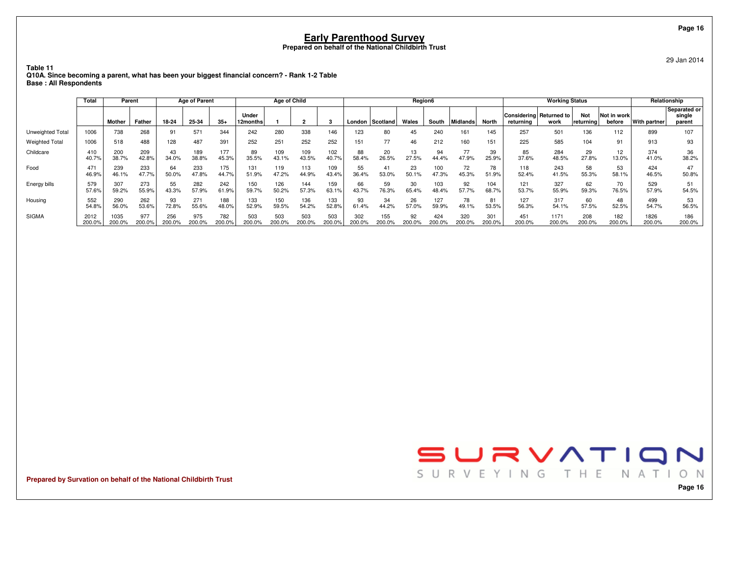# Early Parenthood Survey

**Prepared on behalf of the National Childbirth Trust**

29 Jan 2014

**Table 11**
**Q10A. Since becoming a parent, what has been your biggest financial concern? - Rank 1-2 Table**
**Base : All Respondents**

| | Total | Parent | | Age of Parent | | | Age of Child | | | | Region6 | | | | | | Working Status | | | | Relationship | |
|---|---|---|---|---|---|---|---|---|---|---|---|---|---|---|---|---|---|---|---|---|---|---|
| | | Mother | Father | 18-24 | 25-34 | 35+ | Under 12months | 1 | 2 | 3 | London | Scotland | Wales | South | Midlands | North | Considering returning | Returned to work | Not returning | Not in work before | With partner | Separated or single parent |
| Unweighted Total | 1006 | 738 | 268 | 91 | 571 | 344 | 242 | 280 | 338 | 146 | 123 | 80 | 45 | 240 | 161 | 145 | 257 | 501 | 136 | 112 | 899 | 107 |
| Weighted Total | 1006 | 518 | 488 | 128 | 487 | 391 | 252 | 251 | 252 | 252 | 151 | 77 | 46 | 212 | 160 | 151 | 225 | 585 | 104 | 91 | 913 | 93 |
| Childcare | 410 | 200 | 209 | 43 | 189 | 177 | 89 | 109 | 109 | 102 | 88 | 20 | 13 | 94 | 77 | 39 | 85 | 284 | 29 | 12 | 374 | 36 |
| | 40.7% | 38.7% | 42.8% | 34.0% | 38.8% | 45.3% | 35.5% | 43.1% | 43.5% | 40.7% | 58.4% | 26.5% | 27.5% | 44.4% | 47.9% | 25.9% | 37.6% | 48.5% | 27.8% | 13.0% | 41.0% | 38.2% |
| Food | 471 | 239 | 233 | 64 | 233 | 175 | 131 | 119 | 113 | 109 | 55 | 41 | 23 | 100 | 72 | 78 | 118 | 243 | 58 | 53 | 424 | 47 |
| | 46.9% | 46.1% | 47.7% | 50.0% | 47.8% | 44.7% | 51.9% | 47.2% | 44.9% | 43.4% | 36.4% | 53.0% | 50.1% | 47.3% | 45.3% | 51.9% | 52.4% | 41.5% | 55.3% | 58.1% | 46.5% | 50.8% |
| Energy bills | 579 | 307 | 273 | 55 | 282 | 242 | 150 | 126 | 144 | 159 | 66 | 59 | 30 | 103 | 92 | 104 | 121 | 327 | 62 | 70 | 529 | 51 |
| | 57.6% | 59.2% | 55.9% | 43.3% | 57.9% | 61.9% | 59.7% | 50.2% | 57.3% | 63.1% | 43.7% | 76.3% | 65.4% | 48.4% | 57.7% | 68.7% | 53.7% | 55.9% | 59.3% | 76.5% | 57.9% | 54.5% |
| Housing | 552 | 290 | 262 | 93 | 271 | 188 | 133 | 150 | 136 | 133 | 93 | 34 | 26 | 127 | 78 | 81 | 127 | 317 | 60 | 48 | 499 | 53 |
| | 54.8% | 56.0% | 53.6% | 72.8% | 55.6% | 48.0% | 52.9% | 59.5% | 54.2% | 52.8% | 61.4% | 44.2% | 57.0% | 59.9% | 49.1% | 53.5% | 56.3% | 54.1% | 57.5% | 52.5% | 54.7% | 56.5% |
| SIGMA | 2012 | 1035 | 977 | 256 | 975 | 782 | 503 | 503 | 503 | 503 | 302 | 155 | 92 | 424 | 320 | 301 | 451 | 1171 | 208 | 182 | 1826 | 186 |
| | 200.0% | 200.0% | 200.0% | 200.0% | 200.0% | 200.0% | 200.0% | 200.0% | 200.0% | 200.0% | 200.0% | 200.0% | 200.0% | 200.0% | 200.0% | 200.0% | 200.0% | 200.0% | 200.0% | 200.0% | 200.0% | 200.0% |

**Prepared by Survation on behalf of the National Childbirth Trust**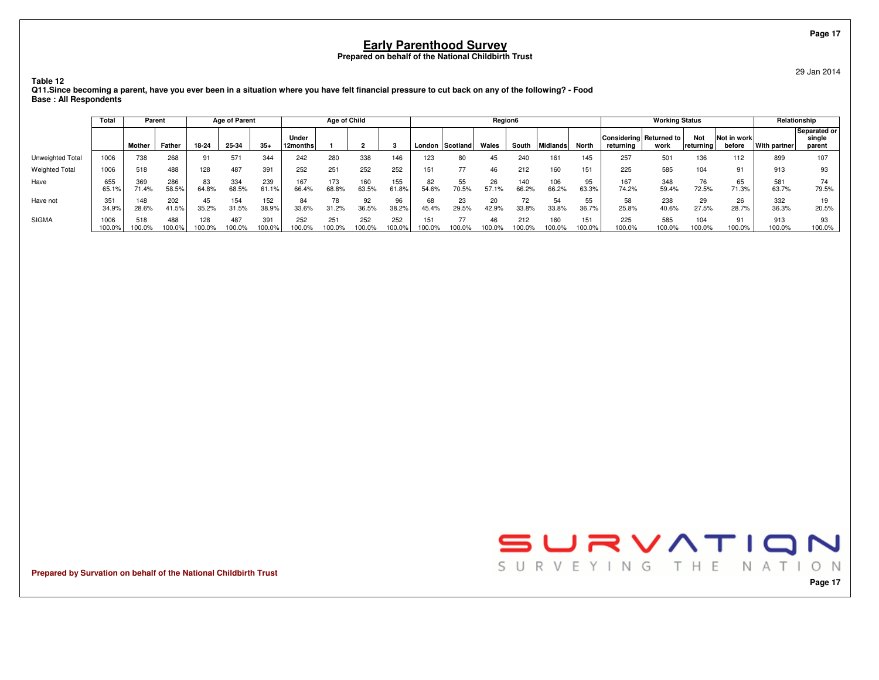# Early Parenthood Survey

**Prepared on behalf of the National Childbirth Trust**

29 Jan 2014

**Table 12**

**Q11.Since becoming a parent, have you ever been in a situation where you have felt financial pressure to cut back on any of the following? - Food**

**Base : All Respondents**

| | Total | Parent | | Age of Parent | | | Age of Child | | | | Region6 | | | | | | Working Status | | | | Relationship | |
|---|---|---|---|---|---|---|---|---|---|---|---|---|---|---|---|---|---|---|---|---|---|---|
| | | Mother | Father | 18-24 | 25-34 | 35+ | Under 12months | 1 | 2 | 3 | London | Scotland | Wales | South | Midlands | North | Considering returning | Returned to work | Not returning | Not in work before | With partner | Separated or single parent |
| Unweighted Total | 1006 | 738 | 268 | 91 | 571 | 344 | 242 | 280 | 338 | 146 | 123 | 80 | 45 | 240 | 161 | 145 | 257 | 501 | 136 | 112 | 899 | 107 |
| Weighted Total | 1006 | 518 | 488 | 128 | 487 | 391 | 252 | 251 | 252 | 252 | 151 | 77 | 46 | 212 | 160 | 151 | 225 | 585 | 104 | 91 | 913 | 93 |
| Have | 655<br>65.1% | 369<br>71.4% | 286<br>58.5% | 83<br>64.8% | 334<br>68.5% | 239<br>61.1% | 167<br>66.4% | 173<br>68.8% | 160<br>63.5% | 155<br>61.8% | 82<br>54.6% | 55<br>70.5% | 26<br>57.1% | 140<br>66.2% | 106<br>66.2% | 95<br>63.3% | 167<br>74.2% | 348<br>59.4% | 76<br>72.5% | 65<br>71.3% | 581<br>63.7% | 74<br>79.5% |
| Have not | 351<br>34.9% | 148<br>28.6% | 202<br>41.5% | 45<br>35.2% | 154<br>31.5% | 152<br>38.9% | 84<br>33.6% | 78<br>31.2% | 92<br>36.5% | 96<br>38.2% | 68<br>45.4% | 23<br>29.5% | 20<br>42.9% | 72<br>33.8% | 54<br>33.8% | 55<br>36.7% | 58<br>25.8% | 238<br>40.6% | 29<br>27.5% | 26<br>28.7% | 332<br>36.3% | 19<br>20.5% |
| SIGMA | 1006<br>100.0% | 518<br>100.0% | 488<br>100.0% | 128<br>100.0% | 487<br>100.0% | 391<br>100.0% | 252<br>100.0% | 251<br>100.0% | 252<br>100.0% | 252<br>100.0% | 151<br>100.0% | 77<br>100.0% | 46<br>100.0% | 212<br>100.0% | 160<br>100.0% | 151<br>100.0% | 225<br>100.0% | 585<br>100.0% | 104<br>100.0% | 91<br>100.0% | 913<br>100.0% | 93<br>100.0% |

**Prepared by Survation on behalf of the National Childbirth Trust**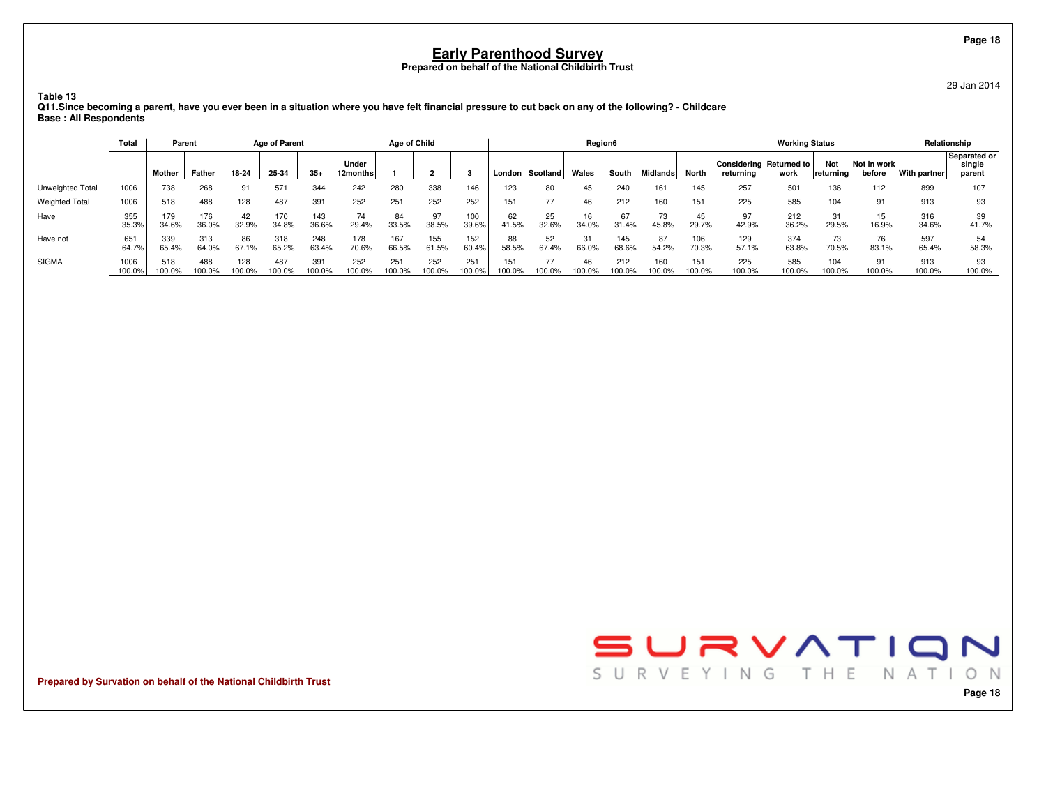# Early Parenthood Survey

**Prepared on behalf of the National Childbirth Trust**

29 Jan 2014

**Table 13**
**Q11.Since becoming a parent, have you ever been in a situation where you have felt financial pressure to cut back on any of the following? - Childcare**
**Base : All Respondents**

| | Total | Parent | | Age of Parent | | | Age of Child | | | | Region6 | | | | | | Working Status | | | | Relationship | |
|---|---|---|---|---|---|---|---|---|---|---|---|---|---|---|---|---|---|---|---|---|---|---|
| | | Mother | Father | 18-24 | 25-34 | 35+ | Under 12months | 1 | 2 | 3 | London | Scotland | Wales | South | Midlands | North | Considering returning | Returned to work | Not returning | Not in work before | With partner | Separated or single parent |
| Unweighted Total | 1006 | 738 | 268 | 91 | 571 | 344 | 242 | 280 | 338 | 146 | 123 | 80 | 45 | 240 | 161 | 145 | 257 | 501 | 136 | 112 | 899 | 107 |
| Weighted Total | 1006 | 518 | 488 | 128 | 487 | 391 | 252 | 251 | 252 | 252 | 151 | 77 | 46 | 212 | 160 | 151 | 225 | 585 | 104 | 91 | 913 | 93 |
| Have | 355<br>35.3% | 179<br>34.6% | 176<br>36.0% | 42<br>32.9% | 170<br>34.8% | 143<br>36.6% | 74<br>29.4% | 84<br>33.5% | 97<br>38.5% | 100<br>39.6% | 62<br>41.5% | 25<br>32.6% | 16<br>34.0% | 67<br>31.4% | 73<br>45.8% | 45<br>29.7% | 97<br>42.9% | 212<br>36.2% | 31<br>29.5% | 15<br>16.9% | 316<br>34.6% | 39<br>41.7% |
| Have not | 651<br>64.7% | 339<br>65.4% | 313<br>64.0% | 86<br>67.1% | 318<br>65.2% | 248<br>63.4% | 178<br>70.6% | 167<br>66.5% | 155<br>61.5% | 152<br>60.4% | 88<br>58.5% | 52<br>67.4% | 31<br>66.0% | 145<br>68.6% | 87<br>54.2% | 106<br>70.3% | 129<br>57.1% | 374<br>63.8% | 73<br>70.5% | 76<br>83.1% | 597<br>65.4% | 54<br>58.3% |
| SIGMA | 1006<br>100.0% | 518<br>100.0% | 488<br>100.0% | 128<br>100.0% | 487<br>100.0% | 391<br>100.0% | 252<br>100.0% | 251<br>100.0% | 252<br>100.0% | 251<br>100.0% | 151<br>100.0% | 77<br>100.0% | 46<br>100.0% | 212<br>100.0% | 160<br>100.0% | 151<br>100.0% | 225<br>100.0% | 585<br>100.0% | 104<br>100.0% | 91<br>100.0% | 913<br>100.0% | 93<br>100.0% |

**Prepared by Survation on behalf of the National Childbirth Trust**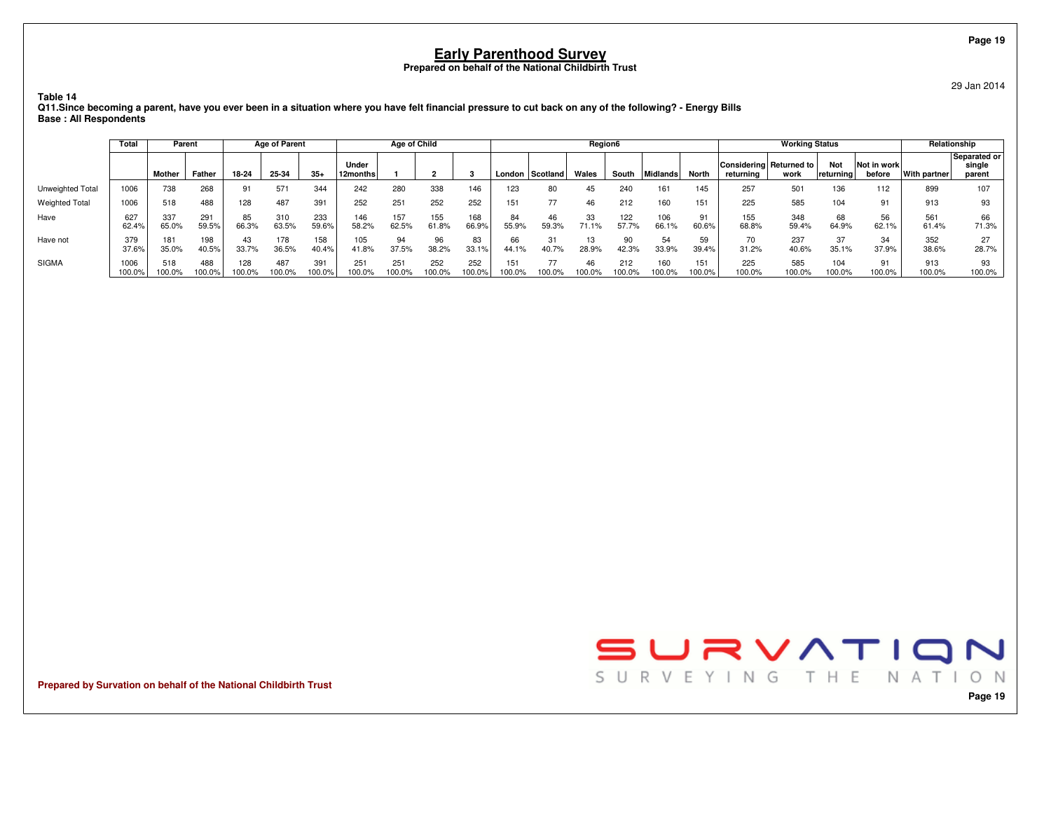# Early Parenthood Survey

**Prepared on behalf of the National Childbirth Trust**

29 Jan 2014

**Table 14**
**Q11.Since becoming a parent, have you ever been in a situation where you have felt financial pressure to cut back on any of the following? - Energy Bills**
**Base : All Respondents**

| | Total | Parent | | Age of Parent | | | Age of Child | | | | Region6 | | | | | | Working Status | | | | Relationship | |
|---|---|---|---|---|---|---|---|---|---|---|---|---|---|---|---|---|---|---|---|---|---|---|
| | | Mother | Father | 18-24 | 25-34 | 35+ | Under 12months | 1 | 2 | 3 | London | Scotland | Wales | South | Midlands | North | Considering returning | Returned to work | Not returning | Not in work before | With partner | Separated or single parent |
| Unweighted Total | 1006 | 738 | 268 | 91 | 571 | 344 | 242 | 280 | 338 | 146 | 123 | 80 | 45 | 240 | 161 | 145 | 257 | 501 | 136 | 112 | 899 | 107 |
| Weighted Total | 1006 | 518 | 488 | 128 | 487 | 391 | 252 | 251 | 252 | 252 | 151 | 77 | 46 | 212 | 160 | 151 | 225 | 585 | 104 | 91 | 913 | 93 |
| Have | 627 | 337 | 291 | 85 | 310 | 233 | 146 | 157 | 155 | 168 | 84 | 46 | 33 | 122 | 106 | 91 | 155 | 348 | 68 | 56 | 561 | 66 |
| | 62.4% | 65.0% | 59.5% | 66.3% | 63.5% | 59.6% | 58.2% | 62.5% | 61.8% | 66.9% | 55.9% | 59.3% | 71.1% | 57.7% | 66.1% | 60.6% | 68.8% | 59.4% | 64.9% | 62.1% | 61.4% | 71.3% |
| Have not | 379 | 181 | 198 | 43 | 178 | 158 | 105 | 94 | 96 | 83 | 66 | 31 | 13 | 90 | 54 | 59 | 70 | 237 | 37 | 34 | 352 | 27 |
| | 37.6% | 35.0% | 40.5% | 33.7% | 36.5% | 40.4% | 41.8% | 37.5% | 38.2% | 33.1% | 44.1% | 40.7% | 28.9% | 42.3% | 33.9% | 39.4% | 31.2% | 40.6% | 35.1% | 37.9% | 38.6% | 28.7% |
| SIGMA | 1006 | 518 | 488 | 128 | 487 | 391 | 251 | 251 | 252 | 252 | 151 | 77 | 46 | 212 | 160 | 151 | 225 | 585 | 104 | 91 | 913 | 93 |
| | 100.0% | 100.0% | 100.0% | 100.0% | 100.0% | 100.0% | 100.0% | 100.0% | 100.0% | 100.0% | 100.0% | 100.0% | 100.0% | 100.0% | 100.0% | 100.0% | 100.0% | 100.0% | 100.0% | 100.0% | 100.0% | 100.0% |

**Prepared by Survation on behalf of the National Childbirth Trust**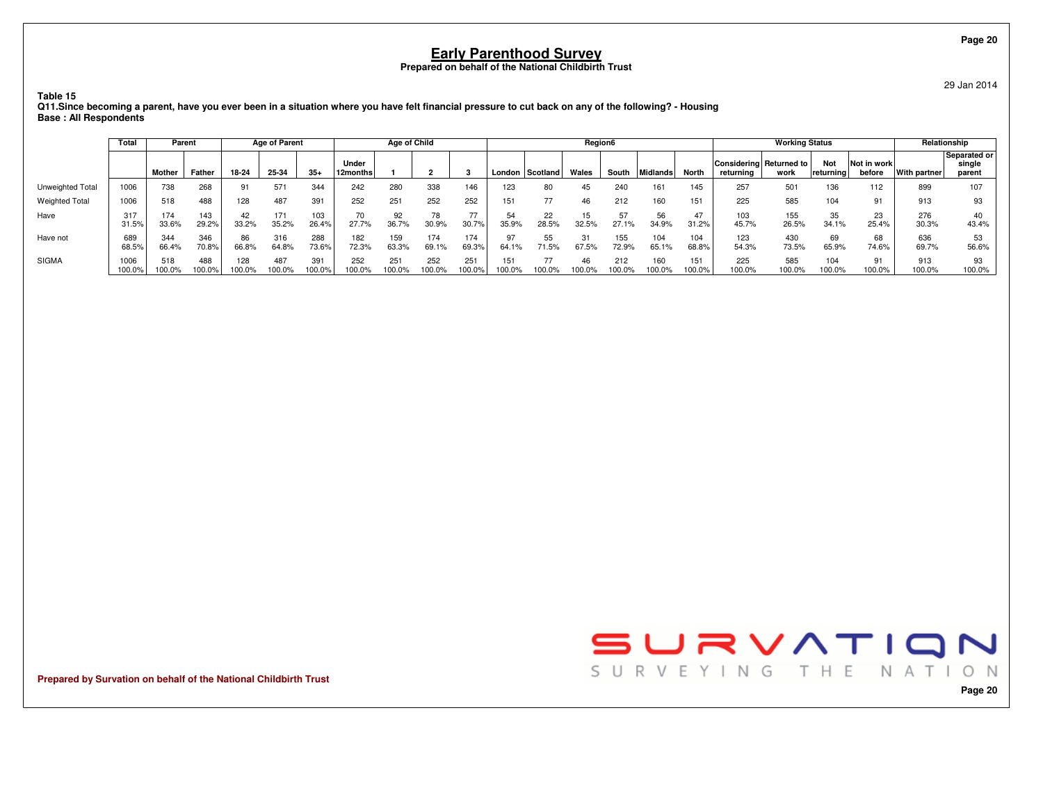# Early Parenthood Survey

**Prepared on behalf of the National Childbirth Trust**

29 Jan 2014

**Table 15**
**Q11.Since becoming a parent, have you ever been in a situation where you have felt financial pressure to cut back on any of the following? - Housing**
**Base : All Respondents**

| | Total | Parent | | Age of Parent | | | Age of Child | | | | Region6 | | | | | | Working Status | | | | Relationship | |
|---|---|---|---|---|---|---|---|---|---|---|---|---|---|---|---|---|---|---|---|---|---|---|
| | | Mother | Father | 18-24 | 25-34 | 35+ | Under 12months | 1 | 2 | 3 | London | Scotland | Wales | South | Midlands | North | Considering returning | Returned to work | Not returning | Not in work before | With partner | Separated or single parent |
| Unweighted Total | 1006 | 738 | 268 | 91 | 571 | 344 | 242 | 280 | 338 | 146 | 123 | 80 | 45 | 240 | 161 | 145 | 257 | 501 | 136 | 112 | 899 | 107 |
| Weighted Total | 1006 | 518 | 488 | 128 | 487 | 391 | 252 | 251 | 252 | 252 | 151 | 77 | 46 | 212 | 160 | 151 | 225 | 585 | 104 | 91 | 913 | 93 |
| Have | 317 | 174 | 143 | 42 | 171 | 103 | 70 | 92 | 78 | 77 | 54 | 22 | 15 | 57 | 56 | 47 | 103 | 155 | 35 | 23 | 276 | 40 |
| | 31.5% | 33.6% | 29.2% | 33.2% | 35.2% | 26.4% | 27.7% | 36.7% | 30.9% | 30.7% | 35.9% | 28.5% | 32.5% | 27.1% | 34.9% | 31.2% | 45.7% | 26.5% | 34.1% | 25.4% | 30.3% | 43.4% |
| Have not | 689 | 344 | 346 | 86 | 316 | 288 | 182 | 159 | 174 | 174 | 97 | 55 | 31 | 155 | 104 | 104 | 123 | 430 | 69 | 68 | 636 | 53 |
| | 68.5% | 66.4% | 70.8% | 66.8% | 64.8% | 73.6% | 72.3% | 63.3% | 69.1% | 69.3% | 64.1% | 71.5% | 67.5% | 72.9% | 65.1% | 68.8% | 54.3% | 73.5% | 65.9% | 74.6% | 69.7% | 56.6% |
| SIGMA | 1006 | 518 | 488 | 128 | 487 | 391 | 252 | 251 | 252 | 251 | 151 | 77 | 46 | 212 | 160 | 151 | 225 | 585 | 104 | 91 | 913 | 93 |
| | 100.0% | 100.0% | 100.0% | 100.0% | 100.0% | 100.0% | 100.0% | 100.0% | 100.0% | 100.0% | 100.0% | 100.0% | 100.0% | 100.0% | 100.0% | 100.0% | 100.0% | 100.0% | 100.0% | 100.0% | 100.0% | 100.0% |

SURVATION
SURVEYING THE NATION

Prepared by Survation on behalf of the National Childbirth Trust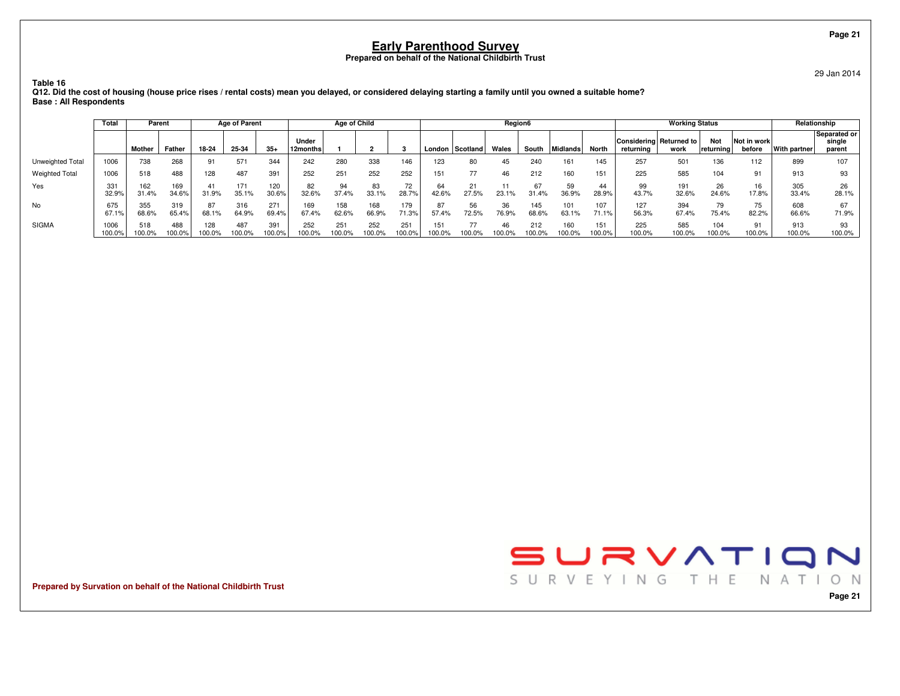# Early Parenthood Survey

**Prepared on behalf of the National Childbirth Trust**

29 Jan 2014

**Table 16**

**Q12. Did the cost of housing (house price rises / rental costs) mean you delayed, or considered delaying starting a family until you owned a suitable home?**

**Base : All Respondents**

| | Total | Parent | | Age of Parent | | | Age of Child | | | | Region6 | | | | | | Working Status | | | | Relationship | |
|---|---|---|---|---|---|---|---|---|---|---|---|---|---|---|---|---|---|---|---|---|---|---|
| | | Mother | Father | 18-24 | 25-34 | 35+ | Under 12months | 1 | 2 | 3 | London | Scotland | Wales | South | Midlands | North | Considering returning | Returned to work | Not returning | Not in work before | With partner | Separated or single parent |
| Unweighted Total | 1006 | 738 | 268 | 91 | 571 | 344 | 242 | 280 | 338 | 146 | 123 | 80 | 45 | 240 | 161 | 145 | 257 | 501 | 136 | 112 | 899 | 107 |
| Weighted Total | 1006 | 518 | 488 | 128 | 487 | 391 | 252 | 251 | 252 | 252 | 151 | 77 | 46 | 212 | 160 | 151 | 225 | 585 | 104 | 91 | 913 | 93 |
| Yes | 331 | 162 | 169 | 41 | 171 | 120 | 82 | 94 | 83 | 72 | 64 | 21 | 11 | 67 | 59 | 44 | 99 | 191 | 26 | 16 | 305 | 26 |
| | 32.9% | 31.4% | 34.6% | 31.9% | 35.1% | 30.6% | 32.6% | 37.4% | 33.1% | 28.7% | 42.6% | 27.5% | 23.1% | 31.4% | 36.9% | 28.9% | 43.7% | 32.6% | 24.6% | 17.8% | 33.4% | 28.1% |
| No | 675 | 355 | 319 | 87 | 316 | 271 | 169 | 158 | 168 | 179 | 87 | 56 | 36 | 145 | 101 | 107 | 127 | 394 | 79 | 75 | 608 | 67 |
| | 67.1% | 68.6% | 65.4% | 68.1% | 64.9% | 69.4% | 67.4% | 62.6% | 66.9% | 71.3% | 57.4% | 72.5% | 76.9% | 68.6% | 63.1% | 71.1% | 56.3% | 67.4% | 75.4% | 82.2% | 66.6% | 71.9% |
| SIGMA | 1006 | 518 | 488 | 128 | 487 | 391 | 252 | 251 | 252 | 251 | 151 | 77 | 46 | 212 | 160 | 151 | 225 | 585 | 104 | 91 | 913 | 93 |
| | 100.0% | 100.0% | 100.0% | 100.0% | 100.0% | 100.0% | 100.0% | 100.0% | 100.0% | 100.0% | 100.0% | 100.0% | 100.0% | 100.0% | 100.0% | 100.0% | 100.0% | 100.0% | 100.0% | 100.0% | 100.0% | 100.0% |

**Prepared by Survation on behalf of the National Childbirth Trust**

SURVATION
SURVEYING THE NATION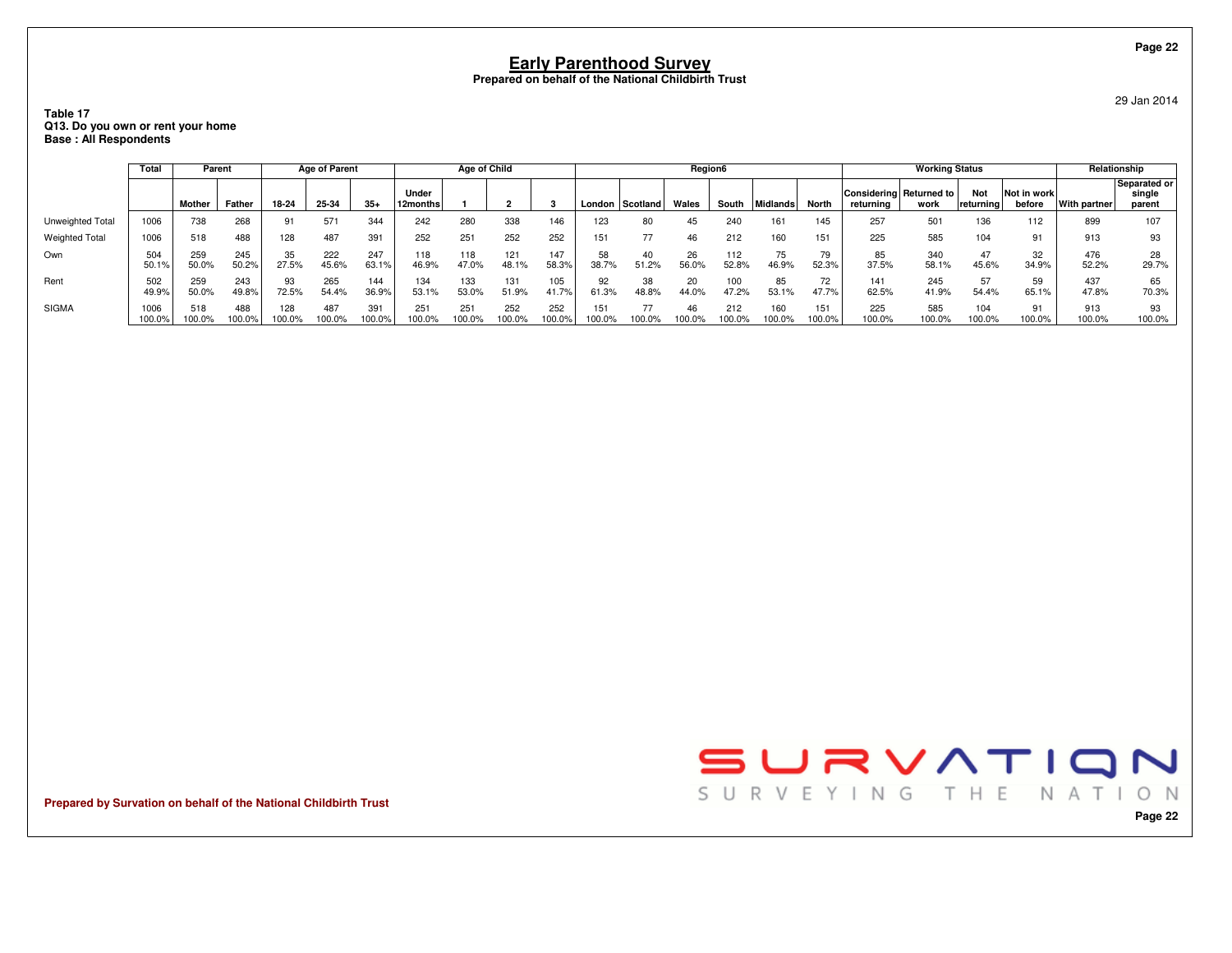# Early Parenthood Survey

**Prepared on behalf of the National Childbirth Trust**

29 Jan 2014

**Table 17**
**Q13. Do you own or rent your home**
**Base : All Respondents**

| | Total | Parent | | Age of Parent | | | Age of Child | | | | Region6 | | | | | | Working Status | | | | Relationship | |
|---|---|---|---|---|---|---|---|---|---|---|---|---|---|---|---|---|---|---|---|---|---|---|
| | | Mother | Father | 18-24 | 25-34 | 35+ | Under 12months | 1 | 2 | 3 | London | Scotland | Wales | South | Midlands | North | Considering returning | Returned to work | Not returning | Not in work before | With partner | Separated or single parent |
| Unweighted Total | 1006 | 738 | 268 | 91 | 571 | 344 | 242 | 280 | 338 | 146 | 123 | 80 | 45 | 240 | 161 | 145 | 257 | 501 | 136 | 112 | 899 | 107 |
| Weighted Total | 1006 | 518 | 488 | 128 | 487 | 391 | 252 | 251 | 252 | 252 | 151 | 77 | 46 | 212 | 160 | 151 | 225 | 585 | 104 | 91 | 913 | 93 |
| Own | 504 | 259 | 245 | 35 | 222 | 247 | 118 | 118 | 121 | 147 | 58 | 40 | 26 | 112 | 75 | 79 | 85 | 340 | 47 | 32 | 476 | 28 |
| | 50.1% | 50.0% | 50.2% | 27.5% | 45.6% | 63.1% | 46.9% | 47.0% | 48.1% | 58.3% | 38.7% | 51.2% | 56.0% | 52.8% | 46.9% | 52.3% | 37.5% | 58.1% | 45.6% | 34.9% | 52.2% | 29.7% |
| Rent | 502 | 259 | 243 | 93 | 265 | 144 | 134 | 133 | 131 | 105 | 92 | 38 | 20 | 100 | 85 | 72 | 141 | 245 | 57 | 59 | 437 | 65 |
| | 49.9% | 50.0% | 49.8% | 72.5% | 54.4% | 36.9% | 53.1% | 53.0% | 51.9% | 41.7% | 61.3% | 48.8% | 44.0% | 47.2% | 53.1% | 47.7% | 62.5% | 41.9% | 54.4% | 65.1% | 47.8% | 70.3% |
| SIGMA | 1006 | 518 | 488 | 128 | 487 | 391 | 251 | 251 | 252 | 252 | 151 | 77 | 46 | 212 | 160 | 151 | 225 | 585 | 104 | 91 | 913 | 93 |
| | 100.0% | 100.0% | 100.0% | 100.0% | 100.0% | 100.0% | 100.0% | 100.0% | 100.0% | 100.0% | 100.0% | 100.0% | 100.0% | 100.0% | 100.0% | 100.0% | 100.0% | 100.0% | 100.0% | 100.0% | 100.0% | 100.0% |

**Prepared by Survation on behalf of the National Childbirth Trust**

SURVATION
SURVEYING THE NATION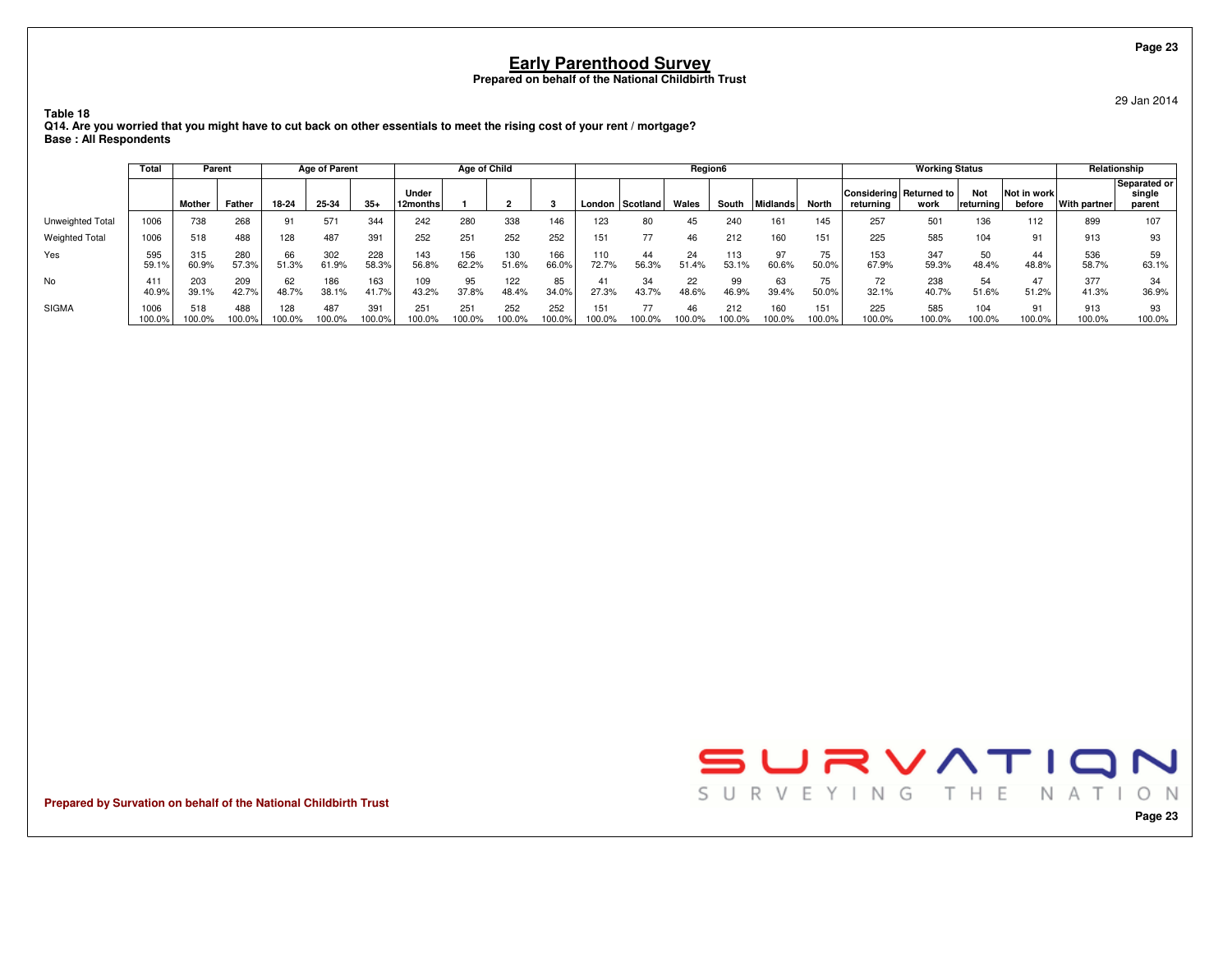# Early Parenthood Survey

**Prepared on behalf of the National Childbirth Trust**

29 Jan 2014

**Table 18**
**Q14. Are you worried that you might have to cut back on other essentials to meet the rising cost of your rent / mortgage?**
**Base : All Respondents**

| | Total | Parent | | Age of Parent | | | Age of Child | | | | Region6 | | | | | | Working Status | | | | Relationship | |
|---|---|---|---|---|---|---|---|---|---|---|---|---|---|---|---|---|---|---|---|---|---|---|
| | | Mother | Father | 18-24 | 25-34 | 35+ | Under 12months | 1 | 2 | 3 | London | Scotland | Wales | South | Midlands | North | Considering returning | Returned to work | Not returning | Not in work before | With partner | Separated or single parent |
| Unweighted Total | 1006 | 738 | 268 | 91 | 571 | 344 | 242 | 280 | 338 | 146 | 123 | 80 | 45 | 240 | 161 | 145 | 257 | 501 | 136 | 112 | 899 | 107 |
| Weighted Total | 1006 | 518 | 488 | 128 | 487 | 391 | 252 | 251 | 252 | 252 | 151 | 77 | 46 | 212 | 160 | 151 | 225 | 585 | 104 | 91 | 913 | 93 |
| Yes | 595 | 315 | 280 | 66 | 302 | 228 | 143 | 156 | 130 | 166 | 110 | 44 | 24 | 113 | 97 | 75 | 153 | 347 | 50 | 44 | 536 | 59 |
| | 59.1% | 60.9% | 57.3% | 51.3% | 61.9% | 58.3% | 56.8% | 62.2% | 51.6% | 66.0% | 72.7% | 56.3% | 51.4% | 53.1% | 60.6% | 50.0% | 67.9% | 59.3% | 48.4% | 48.8% | 58.7% | 63.1% |
| No | 411 | 203 | 209 | 62 | 186 | 163 | 109 | 95 | 122 | 85 | 41 | 34 | 22 | 99 | 63 | 75 | 72 | 238 | 54 | 47 | 377 | 34 |
| | 40.9% | 39.1% | 42.7% | 48.7% | 38.1% | 41.7% | 43.2% | 37.8% | 48.4% | 34.0% | 27.3% | 43.7% | 48.6% | 46.9% | 39.4% | 50.0% | 32.1% | 40.7% | 51.6% | 51.2% | 41.3% | 36.9% |
| SIGMA | 1006 | 518 | 488 | 128 | 487 | 391 | 251 | 251 | 252 | 252 | 151 | 77 | 46 | 212 | 160 | 151 | 225 | 585 | 104 | 91 | 913 | 93 |
| | 100.0% | 100.0% | 100.0% | 100.0% | 100.0% | 100.0% | 100.0% | 100.0% | 100.0% | 100.0% | 100.0% | 100.0% | 100.0% | 100.0% | 100.0% | 100.0% | 100.0% | 100.0% | 100.0% | 100.0% | 100.0% | 100.0% |

**Prepared by Survation on behalf of the National Childbirth Trust**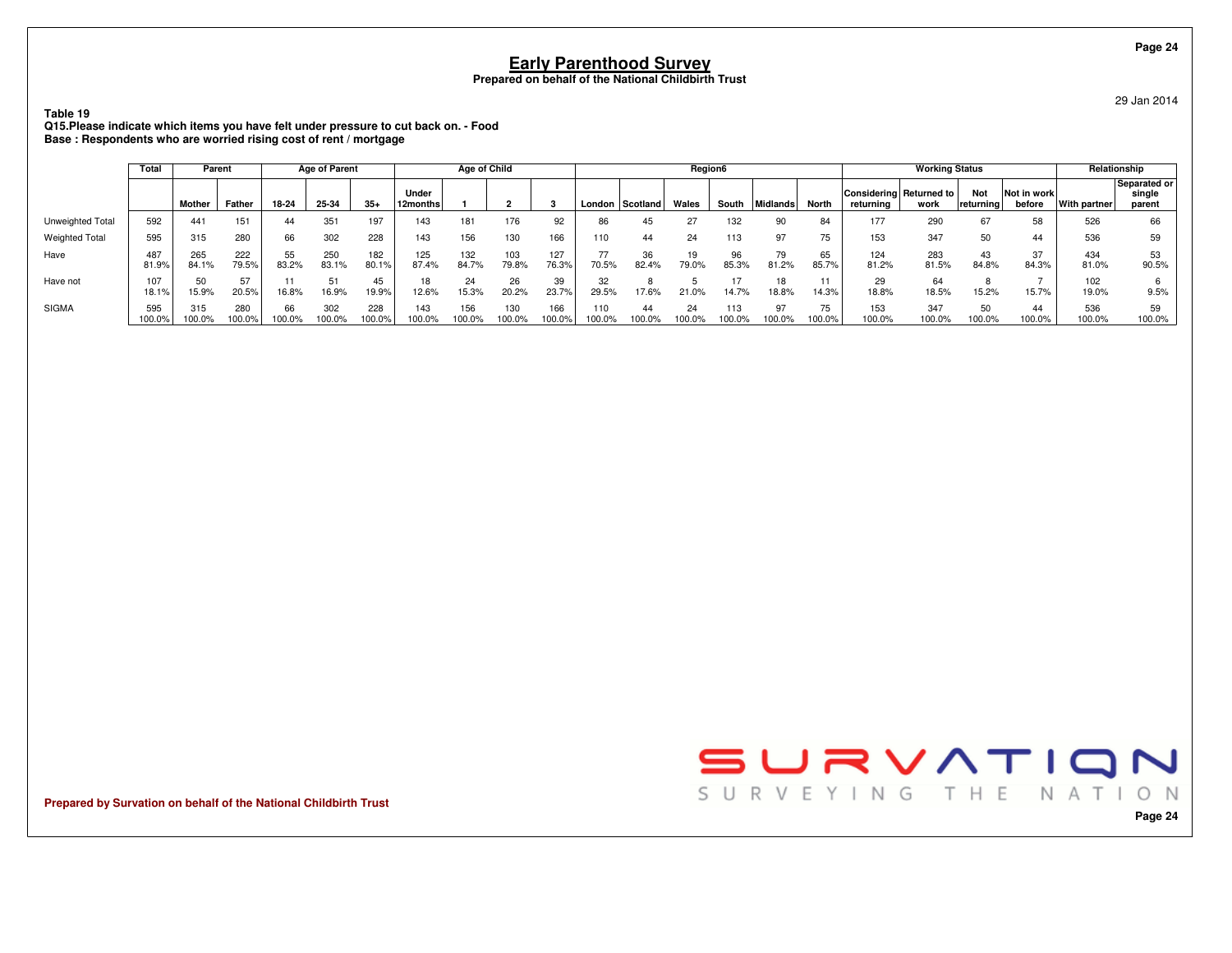# Early Parenthood Survey

**Prepared on behalf of the National Childbirth Trust**

29 Jan 2014

**Table 19**
**Q15.Please indicate which items you have felt under pressure to cut back on. - Food**
**Base : Respondents who are worried rising cost of rent / mortgage**

| | Total | Parent | | Age of Parent | | | Age of Child | | | | Region6 | | | | | | Working Status | | | | Relationship | |
|---|---|---|---|---|---|---|---|---|---|---|---|---|---|---|---|---|---|---|---|---|---|---|
| | | Mother | Father | 18-24 | 25-34 | 35+ | Under 12months | 1 | 2 | 3 | London | Scotland | Wales | South | Midlands | North | Considering returning | Returned to work | Not returning | Not in work before | With partner | Separated or single parent |
| Unweighted Total | 592 | 441 | 151 | 44 | 351 | 197 | 143 | 181 | 176 | 92 | 86 | 45 | 27 | 132 | 90 | 84 | 177 | 290 | 67 | 58 | 526 | 66 |
| Weighted Total | 595 | 315 | 280 | 66 | 302 | 228 | 143 | 156 | 130 | 166 | 110 | 44 | 24 | 113 | 97 | 75 | 153 | 347 | 50 | 44 | 536 | 59 |
| Have | 487<br>81.9% | 265<br>84.1% | 222<br>79.5% | 55<br>83.2% | 250<br>83.1% | 182<br>80.1% | 125<br>87.4% | 132<br>84.7% | 103<br>79.8% | 127<br>76.3% | 77<br>70.5% | 36<br>82.4% | 19<br>79.0% | 96<br>85.3% | 79<br>81.2% | 65<br>85.7% | 124<br>81.2% | 283<br>81.5% | 43<br>84.8% | 37<br>84.3% | 434<br>81.0% | 53<br>90.5% |
| Have not | 107<br>18.1% | 50<br>15.9% | 57<br>20.5% | 11<br>16.8% | 51<br>16.9% | 45<br>19.9% | 18<br>12.6% | 24<br>15.3% | 26<br>20.2% | 39<br>23.7% | 32<br>29.5% | 8<br>17.6% | 5<br>21.0% | 17<br>14.7% | 18<br>18.8% | 11<br>14.3% | 29<br>18.8% | 64<br>18.5% | 8<br>15.2% | 7<br>15.7% | 102<br>19.0% | 6<br>9.5% |
| SIGMA | 595<br>100.0% | 315<br>100.0% | 280<br>100.0% | 66<br>100.0% | 302<br>100.0% | 228<br>100.0% | 143<br>100.0% | 156<br>100.0% | 130<br>100.0% | 166<br>100.0% | 110<br>100.0% | 44<br>100.0% | 24<br>100.0% | 113<br>100.0% | 97<br>100.0% | 75<br>100.0% | 153<br>100.0% | 347<br>100.0% | 50<br>100.0% | 44<br>100.0% | 536<br>100.0% | 59<br>100.0% |

**Prepared by Survation on behalf of the National Childbirth Trust**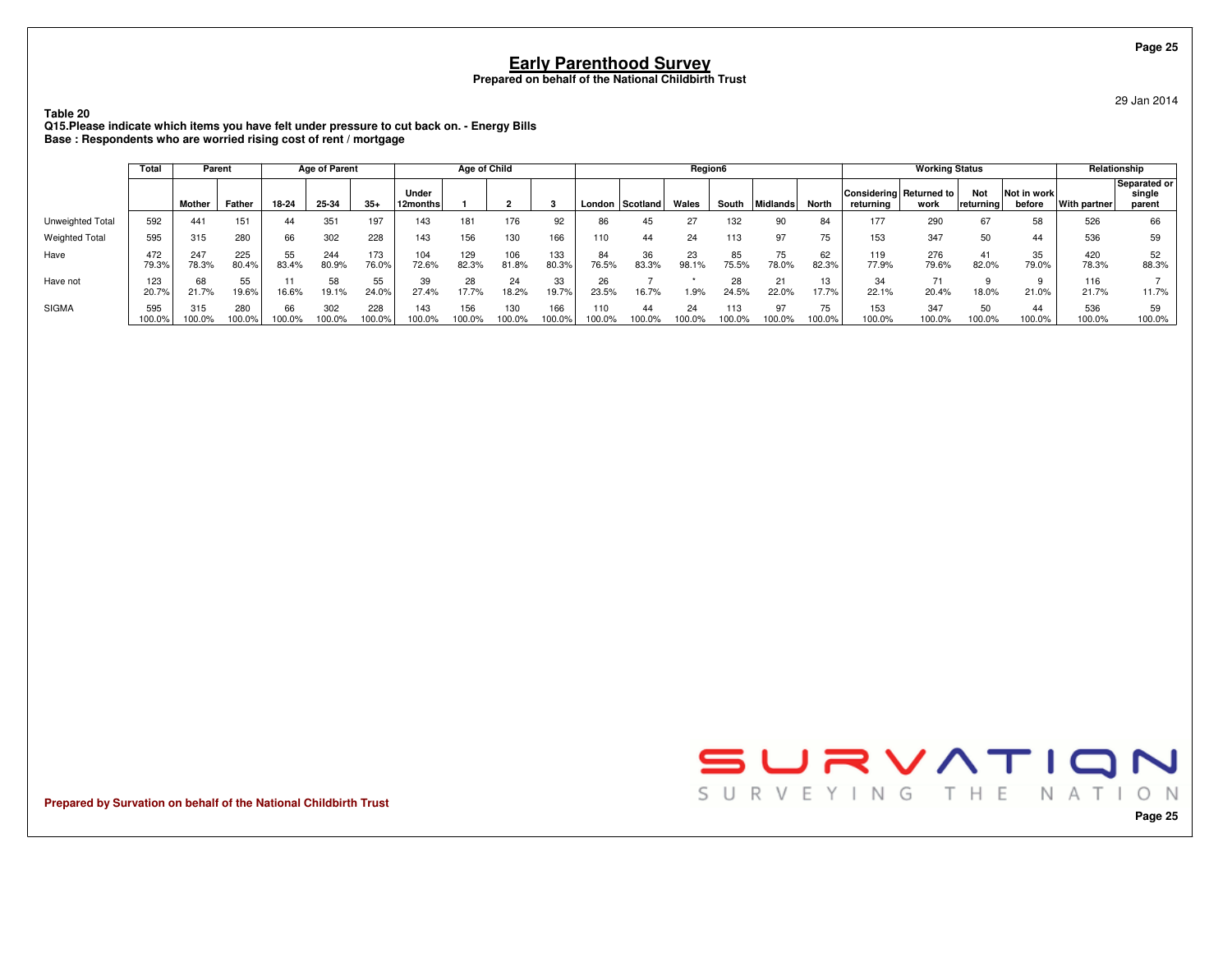# Early Parenthood Survey

**Prepared on behalf of the National Childbirth Trust**

29 Jan 2014

**Table 20**
**Q15.Please indicate which items you have felt under pressure to cut back on. - Energy Bills**
**Base : Respondents who are worried rising cost of rent / mortgage**

| | Total | Parent | | Age of Parent | | | Age of Child | | | | Region6 | | | | | | Working Status | | | | Relationship | |
|---|---|---|---|---|---|---|---|---|---|---|---|---|---|---|---|---|---|---|---|---|---|---|
| | | Mother | Father | 18-24 | 25-34 | 35+ | Under 12months | 1 | 2 | 3 | London | Scotland | Wales | South | Midlands | North | Considering returning | Returned to work | Not returning | Not in work before | With partner | Separated or single parent |
| Unweighted Total | 592 | 441 | 151 | 44 | 351 | 197 | 143 | 181 | 176 | 92 | 86 | 45 | 27 | 132 | 90 | 84 | 177 | 290 | 67 | 58 | 526 | 66 |
| Weighted Total | 595 | 315 | 280 | 66 | 302 | 228 | 143 | 156 | 130 | 166 | 110 | 44 | 24 | 113 | 97 | 75 | 153 | 347 | 50 | 44 | 536 | 59 |
| Have | 472 | 247 | 225 | 55 | 244 | 173 | 104 | 129 | 106 | 133 | 84 | 36 | 23 | 85 | 75 | 62 | 119 | 276 | 41 | 35 | 420 | 52 |
| | 79.3% | 78.3% | 80.4% | 83.4% | 80.9% | 76.0% | 72.6% | 82.3% | 81.8% | 80.3% | 76.5% | 83.3% | 98.1% | 75.5% | 78.0% | 82.3% | 77.9% | 79.6% | 82.0% | 79.0% | 78.3% | 88.3% |
| Have not | 123 | 68 | 55 | 11 | 58 | 55 | 39 | 28 | 24 | 33 | 26 | 7 | * | 28 | 21 | 13 | 34 | 71 | 9 | 9 | 116 | 7 |
| | 20.7% | 21.7% | 19.6% | 16.6% | 19.1% | 24.0% | 27.4% | 17.7% | 18.2% | 19.7% | 23.5% | 16.7% | 1.9% | 24.5% | 22.0% | 17.7% | 22.1% | 20.4% | 18.0% | 21.0% | 21.7% | 11.7% |
| SIGMA | 595 | 315 | 280 | 66 | 302 | 228 | 143 | 156 | 130 | 166 | 110 | 44 | 24 | 113 | 97 | 75 | 153 | 347 | 50 | 44 | 536 | 59 |
| | 100.0% | 100.0% | 100.0% | 100.0% | 100.0% | 100.0% | 100.0% | 100.0% | 100.0% | 100.0% | 100.0% | 100.0% | 100.0% | 100.0% | 100.0% | 100.0% | 100.0% | 100.0% | 100.0% | 100.0% | 100.0% | 100.0% |

**Prepared by Survation on behalf of the National Childbirth Trust**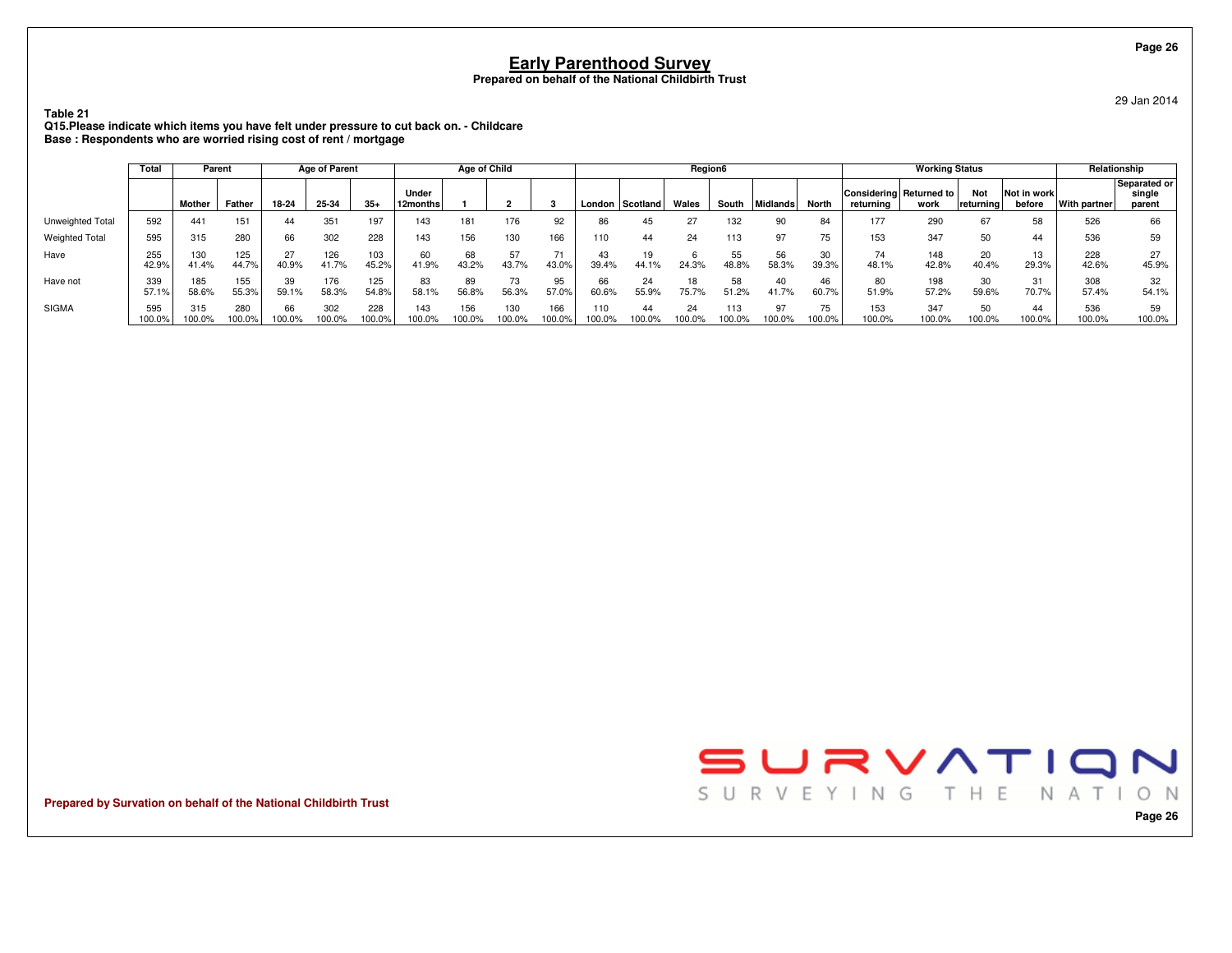# Early Parenthood Survey

**Prepared on behalf of the National Childbirth Trust**

29 Jan 2014

**Table 21**
**Q15.Please indicate which items you have felt under pressure to cut back on. - Childcare**
**Base : Respondents who are worried rising cost of rent / mortgage**

| | Total | Parent | | Age of Parent | | | Age of Child | | | | Region6 | | | | | | Working Status | | | | Relationship | |
|---|---|---|---|---|---|---|---|---|---|---|---|---|---|---|---|---|---|---|---|---|---|---|
| | | Mother | Father | 18-24 | 25-34 | 35+ | Under 12months | 1 | 2 | 3 | London | Scotland | Wales | South | Midlands | North | Considering returning | Returned to work | Not returning | Not in work before | With partner | Separated or single parent |
| Unweighted Total | 592 | 441 | 151 | 44 | 351 | 197 | 143 | 181 | 176 | 92 | 86 | 45 | 27 | 132 | 90 | 84 | 177 | 290 | 67 | 58 | 526 | 66 |
| Weighted Total | 595 | 315 | 280 | 66 | 302 | 228 | 143 | 156 | 130 | 166 | 110 | 44 | 24 | 113 | 97 | 75 | 153 | 347 | 50 | 44 | 536 | 59 |
| Have | 255 | 130 | 125 | 27 | 126 | 103 | 60 | 68 | 57 | 71 | 43 | 19 | 6 | 55 | 56 | 30 | 74 | 148 | 20 | 13 | 228 | 27 |
| | 42.9% | 41.4% | 44.7% | 40.9% | 41.7% | 45.2% | 41.9% | 43.2% | 43.7% | 43.0% | 39.4% | 44.1% | 24.3% | 48.8% | 58.3% | 39.3% | 48.1% | 42.8% | 40.4% | 29.3% | 42.6% | 45.9% |
| Have not | 339 | 185 | 155 | 39 | 176 | 125 | 83 | 89 | 73 | 95 | 66 | 24 | 18 | 58 | 40 | 46 | 80 | 198 | 30 | 31 | 308 | 32 |
| | 57.1% | 58.6% | 55.3% | 59.1% | 58.3% | 54.8% | 58.1% | 56.8% | 56.3% | 57.0% | 60.6% | 55.9% | 75.7% | 51.2% | 41.7% | 60.7% | 51.9% | 57.2% | 59.6% | 70.7% | 57.4% | 54.1% |
| SIGMA | 595 | 315 | 280 | 66 | 302 | 228 | 143 | 156 | 130 | 166 | 110 | 44 | 24 | 113 | 97 | 75 | 153 | 347 | 50 | 44 | 536 | 59 |
| | 100.0% | 100.0% | 100.0% | 100.0% | 100.0% | 100.0% | 100.0% | 100.0% | 100.0% | 100.0% | 100.0% | 100.0% | 100.0% | 100.0% | 100.0% | 100.0% | 100.0% | 100.0% | 100.0% | 100.0% | 100.0% | 100.0% |

**Prepared by Survation on behalf of the National Childbirth Trust**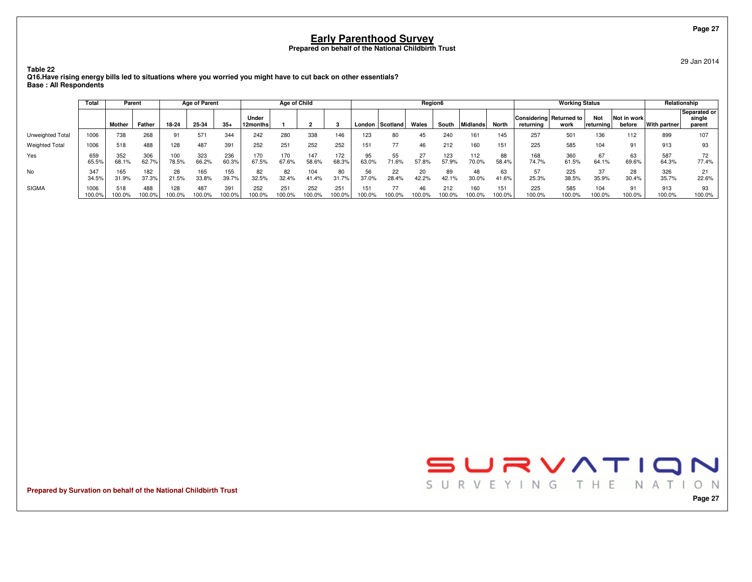# Early Parenthood Survey

**Prepared on behalf of the National Childbirth Trust**

29 Jan 2014

**Table 22**
**Q16.Have rising energy bills led to situations where you worried you might have to cut back on other essentials?**
**Base : All Respondents**

| | Total | Parent | | Age of Parent | | | Age of Child | | | | Region6 | | | | | | Working Status | | | | Relationship | |
|---|---|---|---|---|---|---|---|---|---|---|---|---|---|---|---|---|---|---|---|---|---|---|
| | | Mother | Father | 18-24 | 25-34 | 35+ | Under 12months | 1 | 2 | 3 | London | Scotland | Wales | South | Midlands | North | Considering returning | Returned to work | Not returning | Not in work before | With partner | Separated or single parent |
| Unweighted Total | 1006 | 738 | 268 | 91 | 571 | 344 | 242 | 280 | 338 | 146 | 123 | 80 | 45 | 240 | 161 | 145 | 257 | 501 | 136 | 112 | 899 | 107 |
| Weighted Total | 1006 | 518 | 488 | 128 | 487 | 391 | 252 | 251 | 252 | 252 | 151 | 77 | 46 | 212 | 160 | 151 | 225 | 585 | 104 | 91 | 913 | 93 |
| Yes | 659 | 352 | 306 | 100 | 323 | 236 | 170 | 170 | 147 | 172 | 95 | 55 | 27 | 123 | 112 | 88 | 168 | 360 | 67 | 63 | 587 | 72 |
| | 65.5% | 68.1% | 62.7% | 78.5% | 66.2% | 60.3% | 67.5% | 67.6% | 58.6% | 68.3% | 63.0% | 71.6% | 57.8% | 57.9% | 70.0% | 58.4% | 74.7% | 61.5% | 64.1% | 69.6% | 64.3% | 77.4% |
| No | 347 | 165 | 182 | 28 | 165 | 155 | 82 | 82 | 104 | 80 | 56 | 22 | 20 | 89 | 48 | 63 | 57 | 225 | 37 | 28 | 326 | 21 |
| | 34.5% | 31.9% | 37.3% | 21.5% | 33.8% | 39.7% | 32.5% | 32.4% | 41.4% | 31.7% | 37.0% | 28.4% | 42.2% | 42.1% | 30.0% | 41.6% | 25.3% | 38.5% | 35.9% | 30.4% | 35.7% | 22.6% |
| SIGMA | 1006 | 518 | 488 | 128 | 487 | 391 | 252 | 251 | 252 | 251 | 151 | 77 | 46 | 212 | 160 | 151 | 225 | 585 | 104 | 91 | 913 | 93 |
| | 100.0% | 100.0% | 100.0% | 100.0% | 100.0% | 100.0% | 100.0% | 100.0% | 100.0% | 100.0% | 100.0% | 100.0% | 100.0% | 100.0% | 100.0% | 100.0% | 100.0% | 100.0% | 100.0% | 100.0% | 100.0% | 100.0% |

**Prepared by Survation on behalf of the National Childbirth Trust**

SURVATION
SURVEYING THE NATION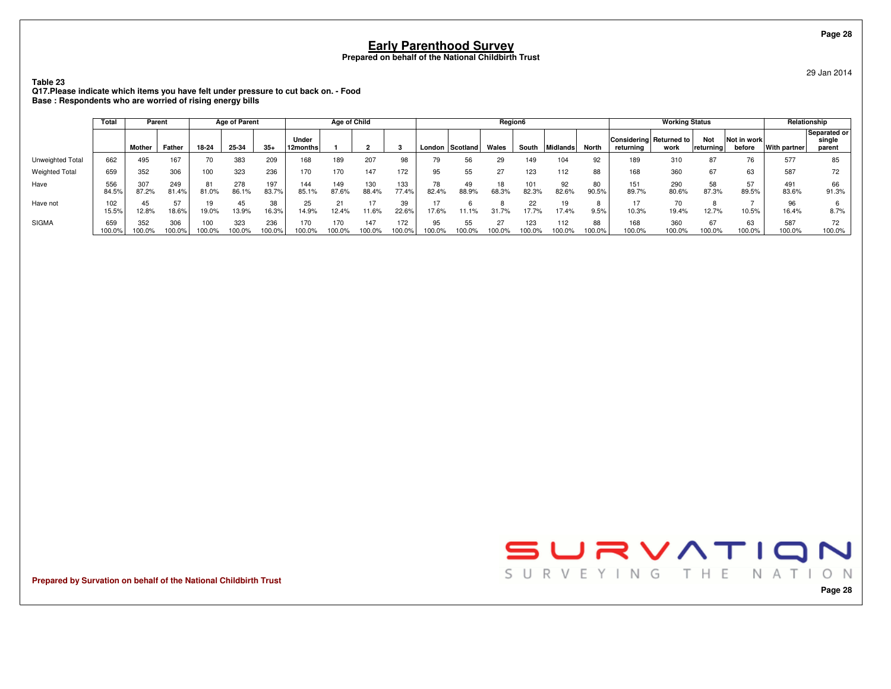# Early Parenthood Survey

**Prepared on behalf of the National Childbirth Trust**

29 Jan 2014

**Table 23**
**Q17.Please indicate which items you have felt under pressure to cut back on. - Food**
**Base : Respondents who are worried of rising energy bills**

| | Total | Parent | | Age of Parent | | | Age of Child | | | | Region6 | | | | | | Working Status | | | | Relationship | |
|---|---|---|---|---|---|---|---|---|---|---|---|---|---|---|---|---|---|---|---|---|---|---|
| | | Mother | Father | 18-24 | 25-34 | 35+ | Under 12months | 1 | 2 | 3 | London | Scotland | Wales | South | Midlands | North | Considering returning | Returned to work | Not returning | Not in work before | With partner | Separated or single parent |
| Unweighted Total | 662 | 495 | 167 | 70 | 383 | 209 | 168 | 189 | 207 | 98 | 79 | 56 | 29 | 149 | 104 | 92 | 189 | 310 | 87 | 76 | 577 | 85 |
| Weighted Total | 659 | 352 | 306 | 100 | 323 | 236 | 170 | 170 | 147 | 172 | 95 | 55 | 27 | 123 | 112 | 88 | 168 | 360 | 67 | 63 | 587 | 72 |
| Have | 556 | 307 | 249 | 81 | 278 | 197 | 144 | 149 | 130 | 133 | 78 | 49 | 18 | 101 | 92 | 80 | 151 | 290 | 58 | 57 | 491 | 66 |
| | 84.5% | 87.2% | 81.4% | 81.0% | 86.1% | 83.7% | 85.1% | 87.6% | 88.4% | 77.4% | 82.4% | 88.9% | 68.3% | 82.3% | 82.6% | 90.5% | 89.7% | 80.6% | 87.3% | 89.5% | 83.6% | 91.3% |
| Have not | 102 | 45 | 57 | 19 | 45 | 38 | 25 | 21 | 17 | 39 | 17 | 6 | 8 | 22 | 19 | 8 | 17 | 70 | 8 | 7 | 96 | 6 |
| | 15.5% | 12.8% | 18.6% | 19.0% | 13.9% | 16.3% | 14.9% | 12.4% | 11.6% | 22.6% | 17.6% | 11.1% | 31.7% | 17.7% | 17.4% | 9.5% | 10.3% | 19.4% | 12.7% | 10.5% | 16.4% | 8.7% |
| SIGMA | 659 | 352 | 306 | 100 | 323 | 236 | 170 | 170 | 147 | 172 | 95 | 55 | 27 | 123 | 112 | 88 | 168 | 360 | 67 | 63 | 587 | 72 |
| | 100.0% | 100.0% | 100.0% | 100.0% | 100.0% | 100.0% | 100.0% | 100.0% | 100.0% | 100.0% | 100.0% | 100.0% | 100.0% | 100.0% | 100.0% | 100.0% | 100.0% | 100.0% | 100.0% | 100.0% | 100.0% | 100.0% |

**Prepared by Survation on behalf of the National Childbirth Trust**

SURVATION
SURVEYING THE NATION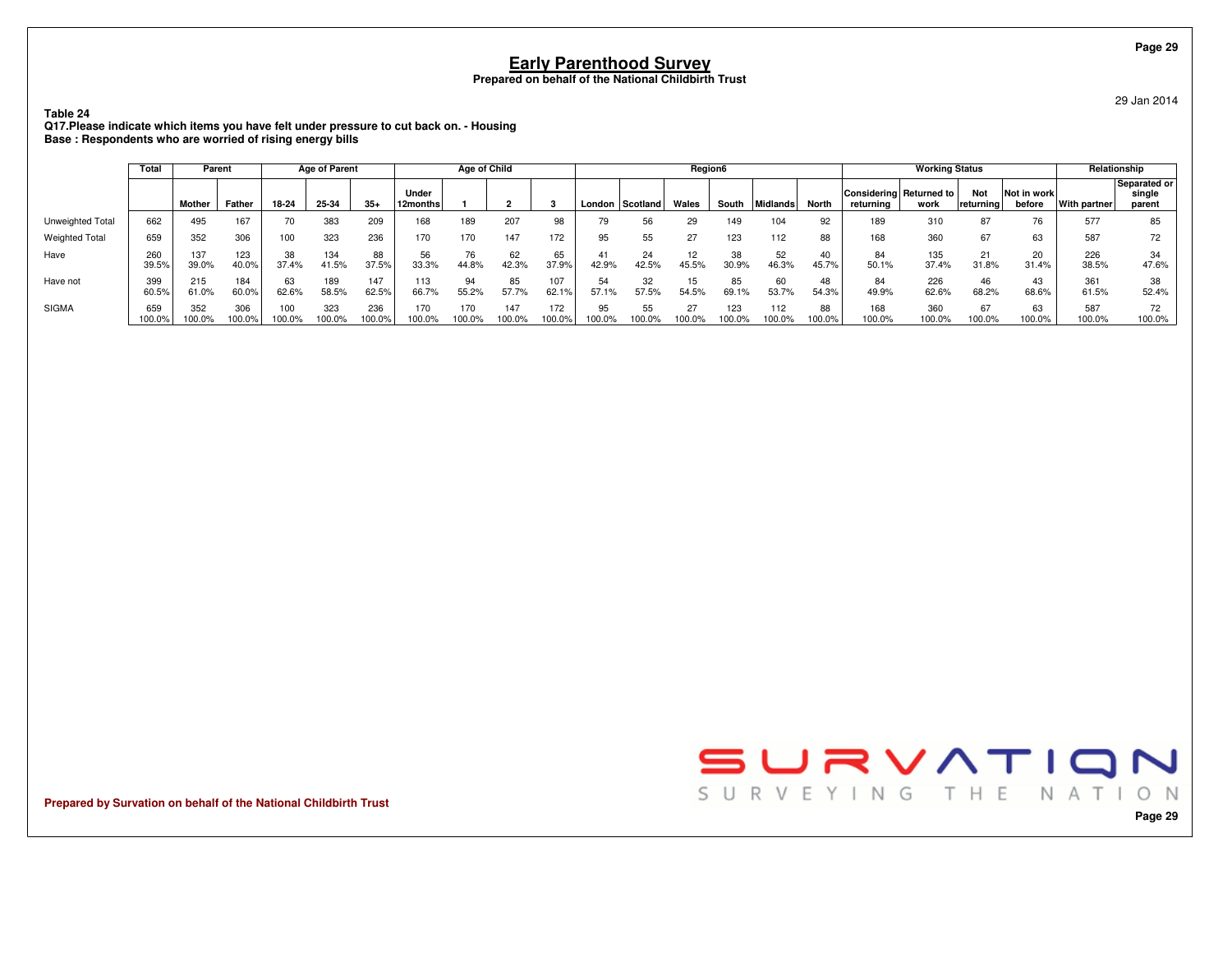# Early Parenthood Survey

**Prepared on behalf of the National Childbirth Trust**

29 Jan 2014

**Table 24**
**Q17.Please indicate which items you have felt under pressure to cut back on. - Housing**
**Base : Respondents who are worried of rising energy bills**

| | Total | Parent | | Age of Parent | | | Age of Child | | | | Region6 | | | | | | Working Status | | | | Relationship | |
|---|---|---|---|---|---|---|---|---|---|---|---|---|---|---|---|---|---|---|---|---|---|---|
| | | Mother | Father | 18-24 | 25-34 | 35+ | Under 12months | 1 | 2 | 3 | London | Scotland | Wales | South | Midlands | North | Considering returning | Returned to work | Not returning | Not in work before | With partner | Separated or single parent |
| Unweighted Total | 662 | 495 | 167 | 70 | 383 | 209 | 168 | 189 | 207 | 98 | 79 | 56 | 29 | 149 | 104 | 92 | 189 | 310 | 87 | 76 | 577 | 85 |
| Weighted Total | 659 | 352 | 306 | 100 | 323 | 236 | 170 | 170 | 147 | 172 | 95 | 55 | 27 | 123 | 112 | 88 | 168 | 360 | 67 | 63 | 587 | 72 |
| Have | 260 | 137 | 123 | 38 | 134 | 88 | 56 | 76 | 62 | 65 | 41 | 24 | 12 | 38 | 52 | 40 | 84 | 135 | 21 | 20 | 226 | 34 |
| | 39.5% | 39.0% | 40.0% | 37.4% | 41.5% | 37.5% | 33.3% | 44.8% | 42.3% | 37.9% | 42.9% | 42.5% | 45.5% | 30.9% | 46.3% | 45.7% | 50.1% | 37.4% | 31.8% | 31.4% | 38.5% | 47.6% |
| Have not | 399 | 215 | 184 | 63 | 189 | 147 | 113 | 94 | 85 | 107 | 54 | 32 | 15 | 85 | 60 | 48 | 84 | 226 | 46 | 43 | 361 | 38 |
| | 60.5% | 61.0% | 60.0% | 62.6% | 58.5% | 62.5% | 66.7% | 55.2% | 57.7% | 62.1% | 57.1% | 57.5% | 54.5% | 69.1% | 53.7% | 54.3% | 49.9% | 62.6% | 68.2% | 68.6% | 61.5% | 52.4% |
| SIGMA | 659 | 352 | 306 | 100 | 323 | 236 | 170 | 170 | 147 | 172 | 95 | 55 | 27 | 123 | 112 | 88 | 168 | 360 | 67 | 63 | 587 | 72 |
| | 100.0% | 100.0% | 100.0% | 100.0% | 100.0% | 100.0% | 100.0% | 100.0% | 100.0% | 100.0% | 100.0% | 100.0% | 100.0% | 100.0% | 100.0% | 100.0% | 100.0% | 100.0% | 100.0% | 100.0% | 100.0% | 100.0% |

**Prepared by Survation on behalf of the National Childbirth Trust**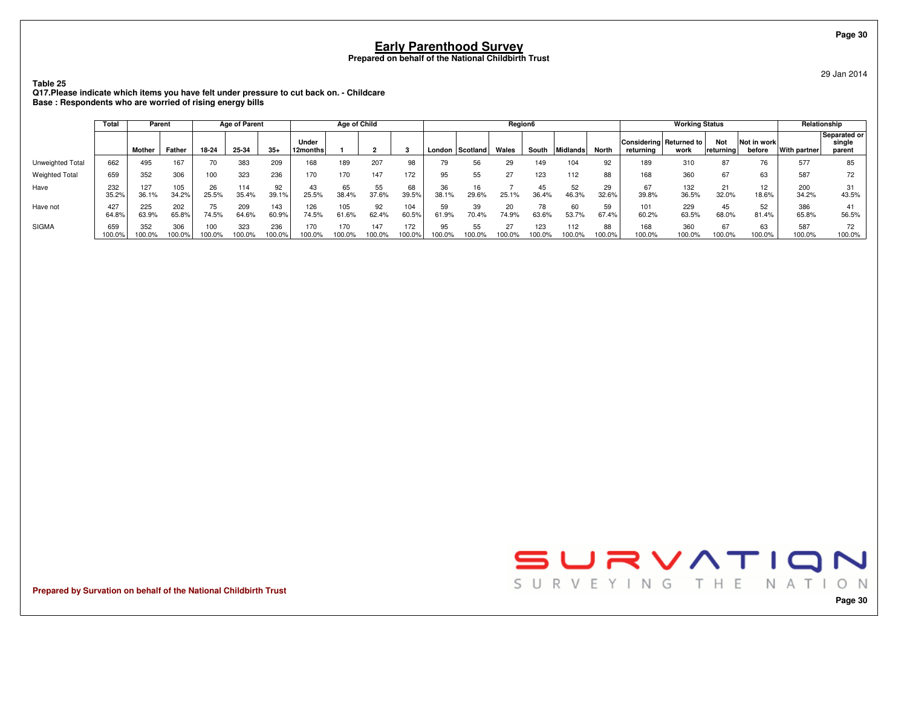# Early Parenthood Survey

**Prepared on behalf of the National Childbirth Trust**

29 Jan 2014

**Table 25**
**Q17.Please indicate which items you have felt under pressure to cut back on. - Childcare**
**Base : Respondents who are worried of rising energy bills**

| | Total | Parent | | Age of Parent | | | Age of Child | | | | Region6 | | | | | | Working Status | | | | Relationship | |
|---|---|---|---|---|---|---|---|---|---|---|---|---|---|---|---|---|---|---|---|---|---|---|
| | | Mother | Father | 18-24 | 25-34 | 35+ | Under 12months | 1 | 2 | 3 | London | Scotland | Wales | South | Midlands | North | Considering returning | Returned to work | Not returning | Not in work before | With partner | Separated or single parent |
| Unweighted Total | 662 | 495 | 167 | 70 | 383 | 209 | 168 | 189 | 207 | 98 | 79 | 56 | 29 | 149 | 104 | 92 | 189 | 310 | 87 | 76 | 577 | 85 |
| Weighted Total | 659 | 352 | 306 | 100 | 323 | 236 | 170 | 170 | 147 | 172 | 95 | 55 | 27 | 123 | 112 | 88 | 168 | 360 | 67 | 63 | 587 | 72 |
| Have | 232 | 127 | 105 | 26 | 114 | 92 | 43 | 65 | 55 | 68 | 36 | 16 | 7 | 45 | 52 | 29 | 67 | 132 | 21 | 12 | 200 | 31 |
| | 35.2% | 36.1% | 34.2% | 25.5% | 35.4% | 39.1% | 25.5% | 38.4% | 37.6% | 39.5% | 38.1% | 29.6% | 25.1% | 36.4% | 46.3% | 32.6% | 39.8% | 36.5% | 32.0% | 18.6% | 34.2% | 43.5% |
| Have not | 427 | 225 | 202 | 75 | 209 | 143 | 126 | 105 | 92 | 104 | 59 | 39 | 20 | 78 | 60 | 59 | 101 | 229 | 45 | 52 | 386 | 41 |
| | 64.8% | 63.9% | 65.8% | 74.5% | 64.6% | 60.9% | 74.5% | 61.6% | 62.4% | 60.5% | 61.9% | 70.4% | 74.9% | 63.6% | 53.7% | 67.4% | 60.2% | 63.5% | 68.0% | 81.4% | 65.8% | 56.5% |
| SIGMA | 659 | 352 | 306 | 100 | 323 | 236 | 170 | 170 | 147 | 172 | 95 | 55 | 27 | 123 | 112 | 88 | 168 | 360 | 67 | 63 | 587 | 72 |
| | 100.0% | 100.0% | 100.0% | 100.0% | 100.0% | 100.0% | 100.0% | 100.0% | 100.0% | 100.0% | 100.0% | 100.0% | 100.0% | 100.0% | 100.0% | 100.0% | 100.0% | 100.0% | 100.0% | 100.0% | 100.0% | 100.0% |

**Prepared by Survation on behalf of the National Childbirth Trust**

SURVATION
SURVEYING THE NATION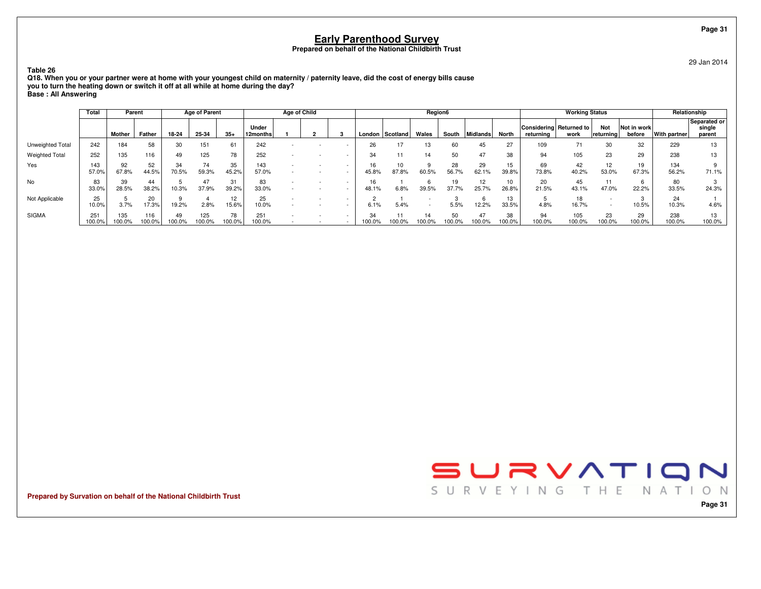## Early Parenthood Survey

**Prepared on behalf of the National Childbirth Trust**

29 Jan 2014

**Table 26**
**Q18. When you or your partner were at home with your youngest child on maternity / paternity leave, did the cost of energy bills cause you to turn the heating down or switch it off at all while at home during the day?**
**Base : All Answering**

| | Total | Parent | | Age of Parent | | | Age of Child | | | | Region6 | | | | | | Working Status | | | | Relationship | |
|---|---|---|---|---|---|---|---|---|---|---|---|---|---|---|---|---|---|---|---|---|---|---|
| | | Mother | Father | 18-24 | 25-34 | 35+ | Under 12months | 1 | 2 | 3 | London | Scotland | Wales | South | Midlands | North | Considering returning | Returned to work | Not returning | Not in work before | With partner | Separated or single parent |
| Unweighted Total | 242 | 184 | 58 | 30 | 151 | 61 | 242 | - | - | - | 26 | 17 | 13 | 60 | 45 | 27 | 109 | 71 | 30 | 32 | 229 | 13 |
| Weighted Total | 252 | 135 | 116 | 49 | 125 | 78 | 252 | - | - | - | 34 | 11 | 14 | 50 | 47 | 38 | 94 | 105 | 23 | 29 | 238 | 13 |
| Yes | 143 | 92 | 52 | 34 | 74 | 35 | 143 | - | - | - | 16 | 10 | 9 | 28 | 29 | 15 | 69 | 42 | 12 | 19 | 134 | 9 |
| | 57.0% | 67.8% | 44.5% | 70.5% | 59.3% | 45.2% | 57.0% | - | - | - | 45.8% | 87.8% | 60.5% | 56.7% | 62.1% | 39.8% | 73.8% | 40.2% | 53.0% | 67.3% | 56.2% | 71.1% |
| No | 83 | 39 | 44 | 5 | 47 | 31 | 83 | - | - | - | 16 | 1 | 6 | 19 | 12 | 10 | 20 | 45 | 11 | 6 | 80 | 3 |
| | 33.0% | 28.5% | 38.2% | 10.3% | 37.9% | 39.2% | 33.0% | - | - | - | 48.1% | 6.8% | 39.5% | 37.7% | 25.7% | 26.8% | 21.5% | 43.1% | 47.0% | 22.2% | 33.5% | 24.3% |
| Not Applicable | 25 | 5 | 20 | 9 | 4 | 12 | 25 | - | - | - | 2 | 1 | - | 3 | 6 | 13 | 5 | 18 | - | 3 | 24 | 1 |
| | 10.0% | 3.7% | 17.3% | 19.2% | 2.8% | 15.6% | 10.0% | - | - | - | 6.1% | 5.4% | - | 5.5% | 12.2% | 33.5% | 4.8% | 16.7% | - | 10.5% | 10.3% | 4.6% |
| SIGMA | 251 | 135 | 116 | 49 | 125 | 78 | 251 | - | - | - | 34 | 11 | 14 | 50 | 47 | 38 | 94 | 105 | 23 | 29 | 238 | 13 |
| | 100.0% | 100.0% | 100.0% | 100.0% | 100.0% | 100.0% | 100.0% | - | - | - | 100.0% | 100.0% | 100.0% | 100.0% | 100.0% | 100.0% | 100.0% | 100.0% | 100.0% | 100.0% | 100.0% | 100.0% |

**Prepared by Survation on behalf of the National Childbirth Trust**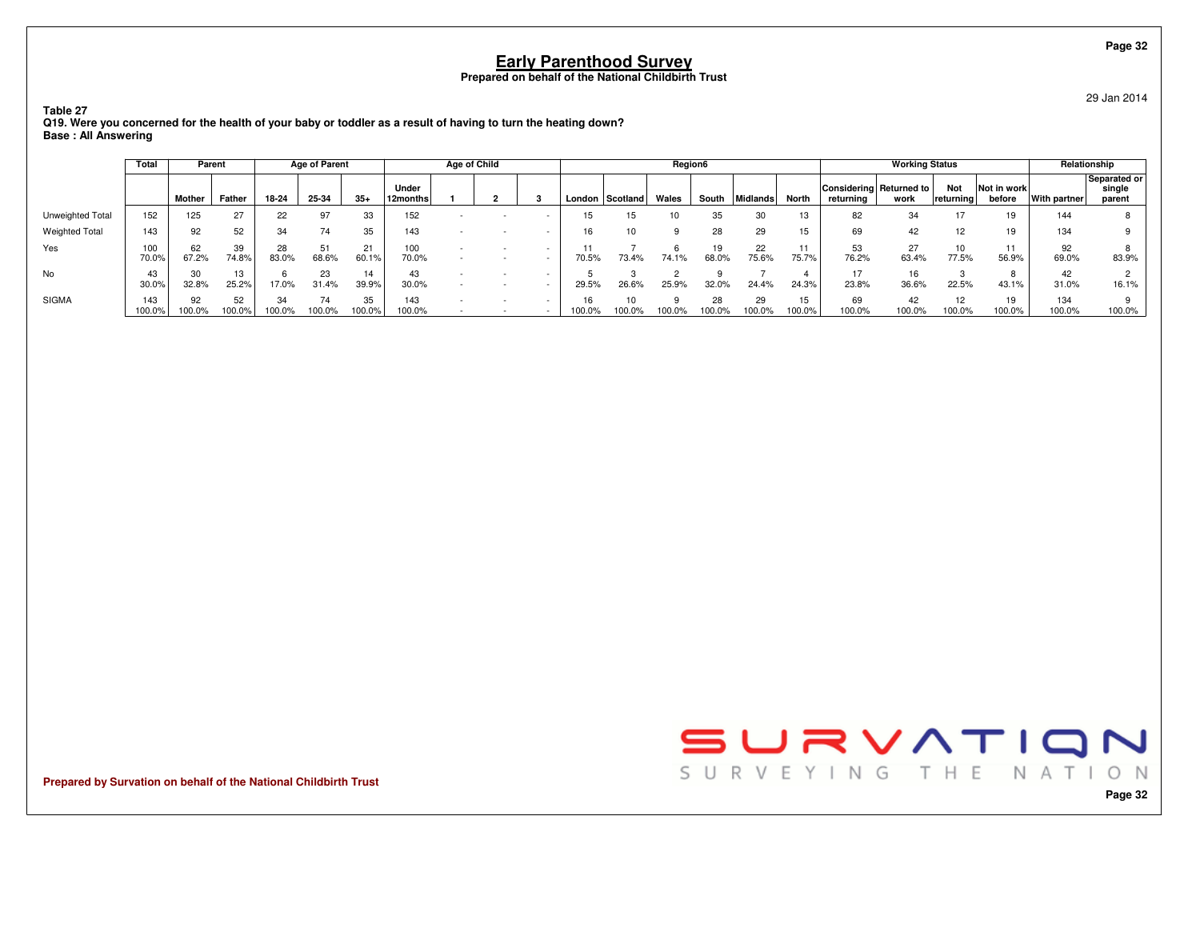# Early Parenthood Survey

**Prepared on behalf of the National Childbirth Trust**

29 Jan 2014

**Table 27**
**Q19. Were you concerned for the health of your baby or toddler as a result of having to turn the heating down?**
**Base : All Answering**

| | Total | Parent | | Age of Parent | | | Age of Child | | | | Region6 | | | | | | Working Status | | | | Relationship | |
|---|---|---|---|---|---|---|---|---|---|---|---|---|---|---|---|---|---|---|---|---|---|---|
| | | Mother | Father | 18-24 | 25-34 | 35+ | Under 12months | 1 | 2 | 3 | London | Scotland | Wales | South | Midlands | North | Considering returning | Returned to work | Not returning | Not in work before | With partner | Separated or single parent |
| Unweighted Total | 152 | 125 | 27 | 22 | 97 | 33 | 152 | - | - | - | 15 | 15 | 10 | 35 | 30 | 13 | 82 | 34 | 17 | 19 | 144 | 8 |
| Weighted Total | 143 | 92 | 52 | 34 | 74 | 35 | 143 | - | - | - | 16 | 10 | 9 | 28 | 29 | 15 | 69 | 42 | 12 | 19 | 134 | 9 |
| Yes | 100 | 62 | 39 | 28 | 51 | 21 | 100 | - | - | - | 11 | 7 | 6 | 19 | 22 | 11 | 53 | 27 | 10 | 11 | 92 | 8 |
| | 70.0% | 67.2% | 74.8% | 83.0% | 68.6% | 60.1% | 70.0% | - | - | - | 70.5% | 73.4% | 74.1% | 68.0% | 75.6% | 75.7% | 76.2% | 63.4% | 77.5% | 56.9% | 69.0% | 83.9% |
| No | 43 | 30 | 13 | 6 | 23 | 14 | 43 | - | - | - | 5 | 3 | 2 | 9 | 7 | 4 | 17 | 16 | 3 | 8 | 42 | 2 |
| | 30.0% | 32.8% | 25.2% | 17.0% | 31.4% | 39.9% | 30.0% | - | - | - | 29.5% | 26.6% | 25.9% | 32.0% | 24.4% | 24.3% | 23.8% | 36.6% | 22.5% | 43.1% | 31.0% | 16.1% |
| SIGMA | 143 | 92 | 52 | 34 | 74 | 35 | 143 | - | - | - | 16 | 10 | 9 | 28 | 29 | 15 | 69 | 42 | 12 | 19 | 134 | 9 |
| | 100.0% | 100.0% | 100.0% | 100.0% | 100.0% | 100.0% | 100.0% | - | - | - | 100.0% | 100.0% | 100.0% | 100.0% | 100.0% | 100.0% | 100.0% | 100.0% | 100.0% | 100.0% | 100.0% | 100.0% |

**Prepared by Survation on behalf of the National Childbirth Trust**

SURVATION
SURVEYING THE NATION